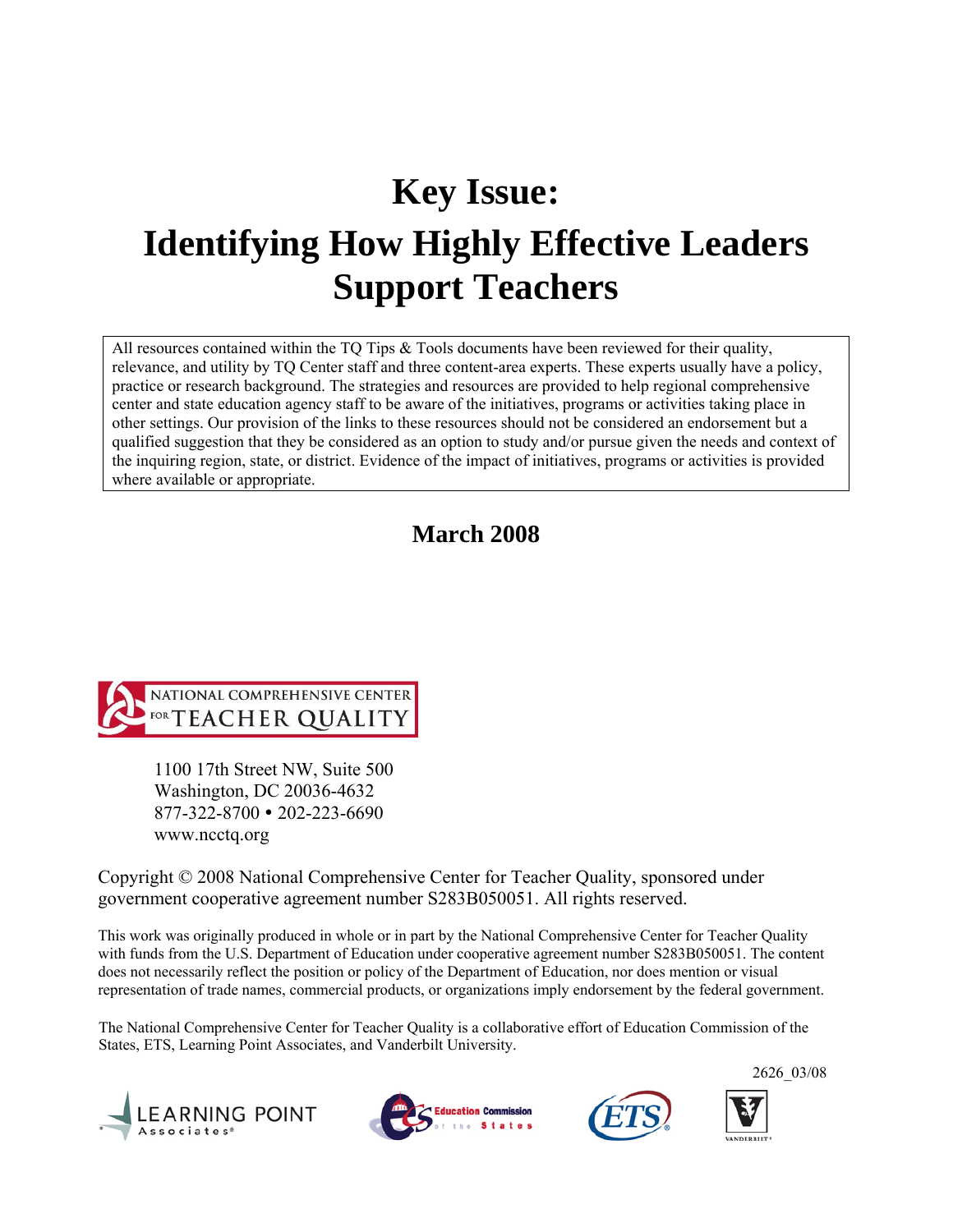# Key Issue:
# Identifying How Highly Effective Leaders Support Teachers

All resources contained within the TQ Tips & Tools documents have been reviewed for their quality, relevance, and utility by TQ Center staff and three content-area experts. These experts usually have a policy, practice or research background. The strategies and resources are provided to help regional comprehensive center and state education agency staff to be aware of the initiatives, programs or activities taking place in other settings. Our provision of the links to these resources should not be considered an endorsement but a qualified suggestion that they be considered as an option to study and/or pursue given the needs and context of the inquiring region, state, or district. Evidence of the impact of initiatives, programs or activities is provided where available or appropriate.

**March 2008**

NATIONAL COMPREHENSIVE CENTER FOR TEACHER QUALITY

1100 17th Street NW, Suite 500
Washington, DC 20036-4632
877-322-8700 • 202-223-6690
www.ncctq.org

Copyright © 2008 National Comprehensive Center for Teacher Quality, sponsored under government cooperative agreement number S283B050051. All rights reserved.

This work was originally produced in whole or in part by the National Comprehensive Center for Teacher Quality with funds from the U.S. Department of Education under cooperative agreement number S283B050051. The content does not necessarily reflect the position or policy of the Department of Education, nor does mention or visual representation of trade names, commercial products, or organizations imply endorsement by the federal government.

The National Comprehensive Center for Teacher Quality is a collaborative effort of Education Commission of the States, ETS, Learning Point Associates, and Vanderbilt University.

2626_03/08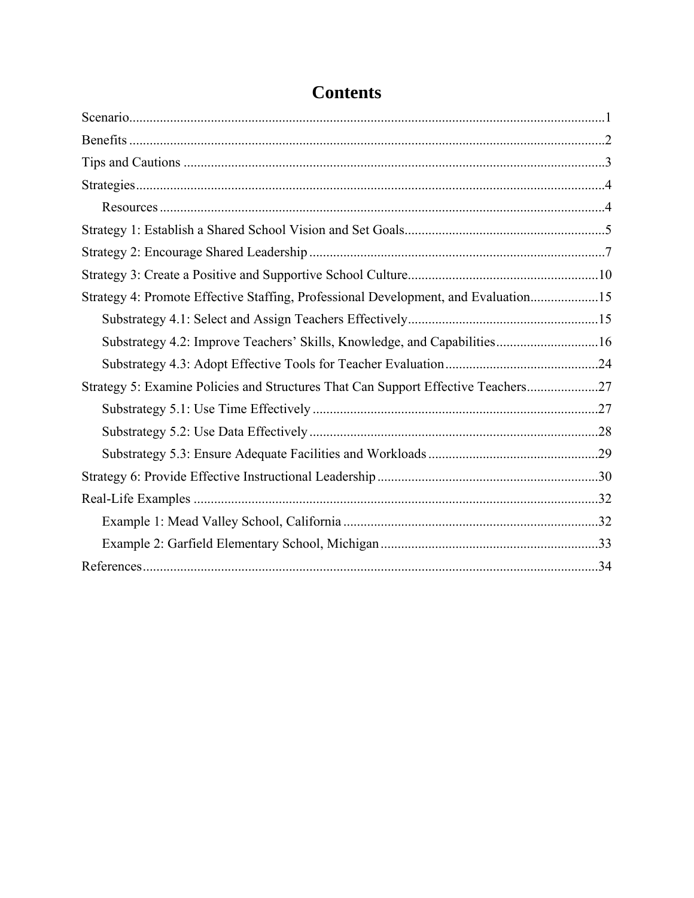# Contents

Scenario....................1

Benefits....................2

Tips and Cautions....................3

Strategies....................4

- Resources....................4

Strategy 1: Establish a Shared School Vision and Set Goals....................5

Strategy 2: Encourage Shared Leadership....................7

Strategy 3: Create a Positive and Supportive School Culture....................10

Strategy 4: Promote Effective Staffing, Professional Development, and Evaluation....................15

- Substrategy 4.1: Select and Assign Teachers Effectively....................15
- Substrategy 4.2: Improve Teachers' Skills, Knowledge, and Capabilities....................16
- Substrategy 4.3: Adopt Effective Tools for Teacher Evaluation....................24

Strategy 5: Examine Policies and Structures That Can Support Effective Teachers....................27

- Substrategy 5.1: Use Time Effectively....................27
- Substrategy 5.2: Use Data Effectively....................28
- Substrategy 5.3: Ensure Adequate Facilities and Workloads....................29

Strategy 6: Provide Effective Instructional Leadership....................30

Real-Life Examples....................32

- Example 1: Mead Valley School, California....................32
- Example 2: Garfield Elementary School, Michigan....................33

References....................34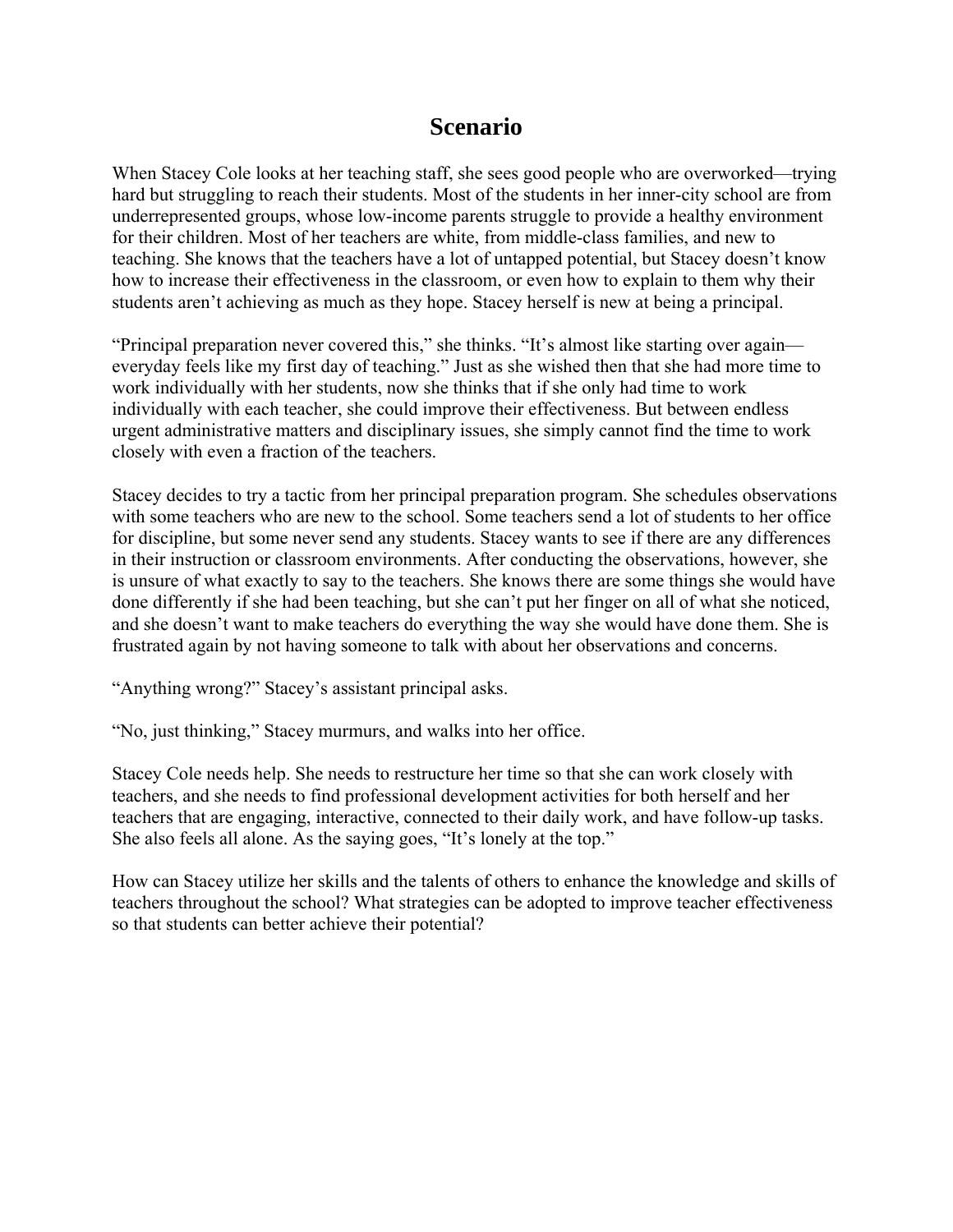# Scenario

When Stacey Cole looks at her teaching staff, she sees good people who are overworked—trying hard but struggling to reach their students. Most of the students in her inner-city school are from underrepresented groups, whose low-income parents struggle to provide a healthy environment for their children. Most of her teachers are white, from middle-class families, and new to teaching. She knows that the teachers have a lot of untapped potential, but Stacey doesn't know how to increase their effectiveness in the classroom, or even how to explain to them why their students aren't achieving as much as they hope. Stacey herself is new at being a principal.

"Principal preparation never covered this," she thinks. "It's almost like starting over again—everyday feels like my first day of teaching." Just as she wished then that she had more time to work individually with her students, now she thinks that if she only had time to work individually with each teacher, she could improve their effectiveness. But between endless urgent administrative matters and disciplinary issues, she simply cannot find the time to work closely with even a fraction of the teachers.

Stacey decides to try a tactic from her principal preparation program. She schedules observations with some teachers who are new to the school. Some teachers send a lot of students to her office for discipline, but some never send any students. Stacey wants to see if there are any differences in their instruction or classroom environments. After conducting the observations, however, she is unsure of what exactly to say to the teachers. She knows there are some things she would have done differently if she had been teaching, but she can't put her finger on all of what she noticed, and she doesn't want to make teachers do everything the way she would have done them. She is frustrated again by not having someone to talk with about her observations and concerns.

"Anything wrong?" Stacey's assistant principal asks.

"No, just thinking," Stacey murmurs, and walks into her office.

Stacey Cole needs help. She needs to restructure her time so that she can work closely with teachers, and she needs to find professional development activities for both herself and her teachers that are engaging, interactive, connected to their daily work, and have follow-up tasks. She also feels all alone. As the saying goes, "It's lonely at the top."

How can Stacey utilize her skills and the talents of others to enhance the knowledge and skills of teachers throughout the school? What strategies can be adopted to improve teacher effectiveness so that students can better achieve their potential?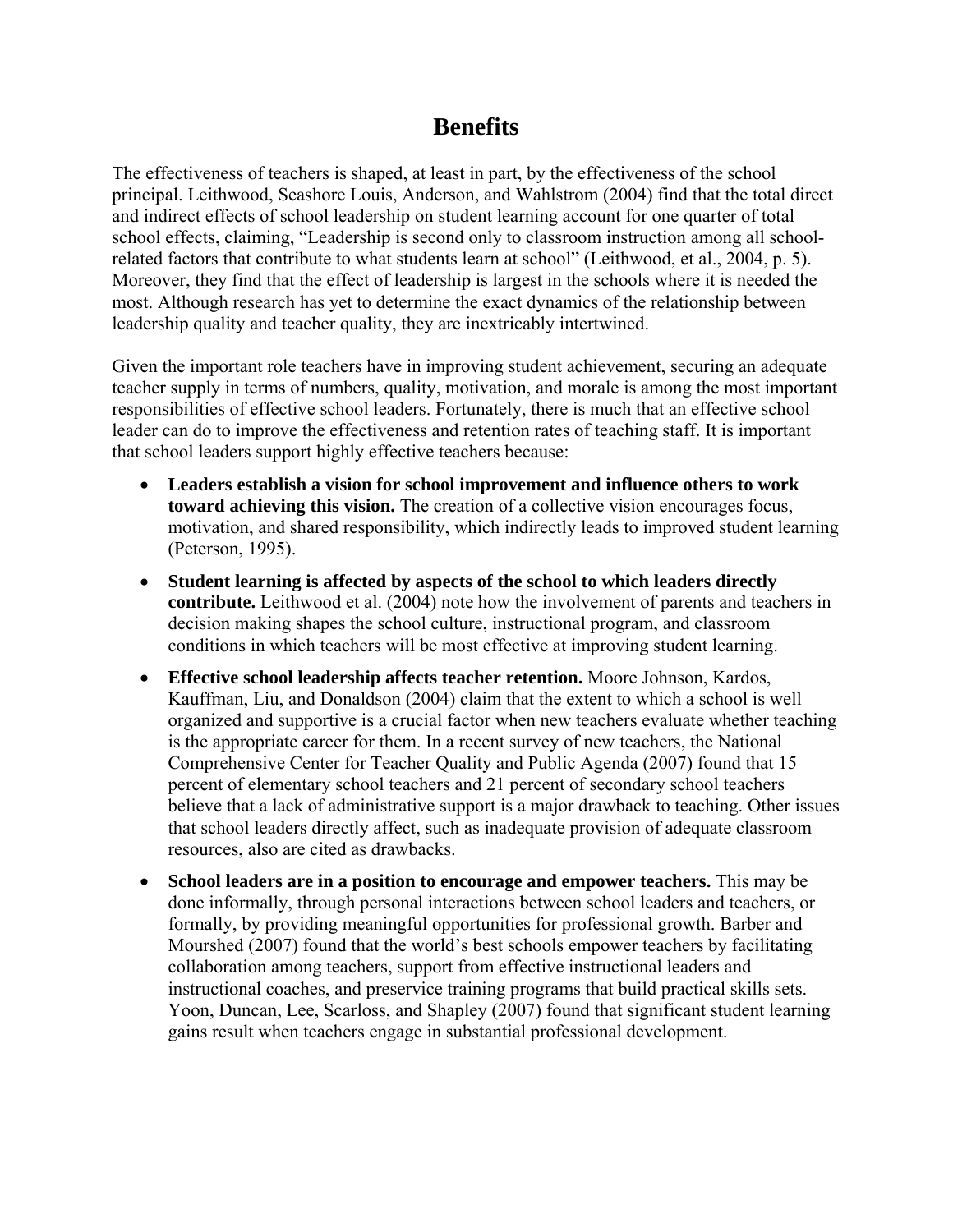# Benefits

The effectiveness of teachers is shaped, at least in part, by the effectiveness of the school principal. Leithwood, Seashore Louis, Anderson, and Wahlstrom (2004) find that the total direct and indirect effects of school leadership on student learning account for one quarter of total school effects, claiming, "Leadership is second only to classroom instruction among all school-related factors that contribute to what students learn at school" (Leithwood, et al., 2004, p. 5). Moreover, they find that the effect of leadership is largest in the schools where it is needed the most. Although research has yet to determine the exact dynamics of the relationship between leadership quality and teacher quality, they are inextricably intertwined.

Given the important role teachers have in improving student achievement, securing an adequate teacher supply in terms of numbers, quality, motivation, and morale is among the most important responsibilities of effective school leaders. Fortunately, there is much that an effective school leader can do to improve the effectiveness and retention rates of teaching staff. It is important that school leaders support highly effective teachers because:

- **Leaders establish a vision for school improvement and influence others to work toward achieving this vision.** The creation of a collective vision encourages focus, motivation, and shared responsibility, which indirectly leads to improved student learning (Peterson, 1995).
- **Student learning is affected by aspects of the school to which leaders directly contribute.** Leithwood et al. (2004) note how the involvement of parents and teachers in decision making shapes the school culture, instructional program, and classroom conditions in which teachers will be most effective at improving student learning.
- **Effective school leadership affects teacher retention.** Moore Johnson, Kardos, Kauffman, Liu, and Donaldson (2004) claim that the extent to which a school is well organized and supportive is a crucial factor when new teachers evaluate whether teaching is the appropriate career for them. In a recent survey of new teachers, the National Comprehensive Center for Teacher Quality and Public Agenda (2007) found that 15 percent of elementary school teachers and 21 percent of secondary school teachers believe that a lack of administrative support is a major drawback to teaching. Other issues that school leaders directly affect, such as inadequate provision of adequate classroom resources, also are cited as drawbacks.
- **School leaders are in a position to encourage and empower teachers.** This may be done informally, through personal interactions between school leaders and teachers, or formally, by providing meaningful opportunities for professional growth. Barber and Mourshed (2007) found that the world's best schools empower teachers by facilitating collaboration among teachers, support from effective instructional leaders and instructional coaches, and preservice training programs that build practical skills sets. Yoon, Duncan, Lee, Scarloss, and Shapley (2007) found that significant student learning gains result when teachers engage in substantial professional development.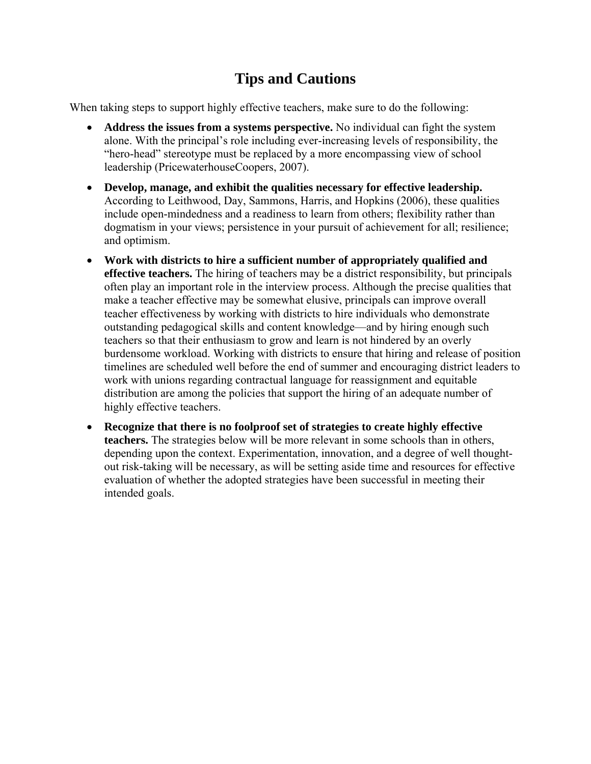# Tips and Cautions

When taking steps to support highly effective teachers, make sure to do the following:

- **Address the issues from a systems perspective.** No individual can fight the system alone. With the principal's role including ever-increasing levels of responsibility, the "hero-head" stereotype must be replaced by a more encompassing view of school leadership (PricewaterhouseCoopers, 2007).
- **Develop, manage, and exhibit the qualities necessary for effective leadership.** According to Leithwood, Day, Sammons, Harris, and Hopkins (2006), these qualities include open-mindedness and a readiness to learn from others; flexibility rather than dogmatism in your views; persistence in your pursuit of achievement for all; resilience; and optimism.
- **Work with districts to hire a sufficient number of appropriately qualified and effective teachers.** The hiring of teachers may be a district responsibility, but principals often play an important role in the interview process. Although the precise qualities that make a teacher effective may be somewhat elusive, principals can improve overall teacher effectiveness by working with districts to hire individuals who demonstrate outstanding pedagogical skills and content knowledge—and by hiring enough such teachers so that their enthusiasm to grow and learn is not hindered by an overly burdensome workload. Working with districts to ensure that hiring and release of position timelines are scheduled well before the end of summer and encouraging district leaders to work with unions regarding contractual language for reassignment and equitable distribution are among the policies that support the hiring of an adequate number of highly effective teachers.
- **Recognize that there is no foolproof set of strategies to create highly effective teachers.** The strategies below will be more relevant in some schools than in others, depending upon the context. Experimentation, innovation, and a degree of well thought-out risk-taking will be necessary, as will be setting aside time and resources for effective evaluation of whether the adopted strategies have been successful in meeting their intended goals.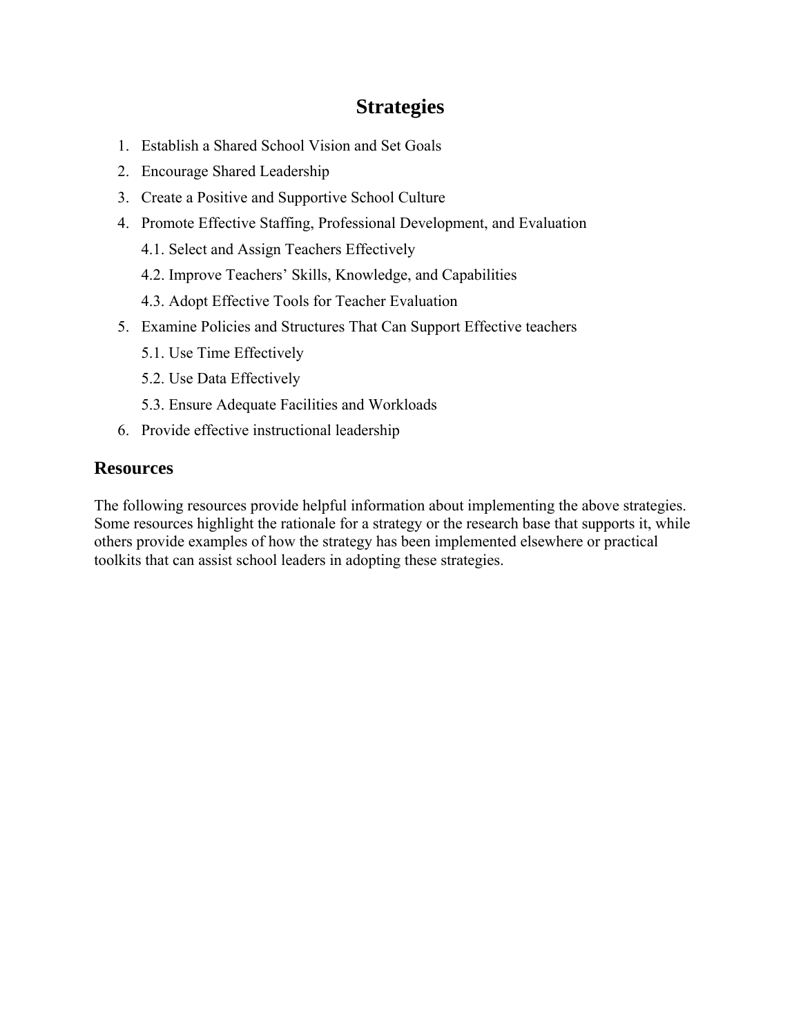# Strategies

1. Establish a Shared School Vision and Set Goals
2. Encourage Shared Leadership
3. Create a Positive and Supportive School Culture
4. Promote Effective Staffing, Professional Development, and Evaluation
    - 4.1. Select and Assign Teachers Effectively
    - 4.2. Improve Teachers' Skills, Knowledge, and Capabilities
    - 4.3. Adopt Effective Tools for Teacher Evaluation
5. Examine Policies and Structures That Can Support Effective teachers
    - 5.1. Use Time Effectively
    - 5.2. Use Data Effectively
    - 5.3. Ensure Adequate Facilities and Workloads
6. Provide effective instructional leadership

## Resources

The following resources provide helpful information about implementing the above strategies. Some resources highlight the rationale for a strategy or the research base that supports it, while others provide examples of how the strategy has been implemented elsewhere or practical toolkits that can assist school leaders in adopting these strategies.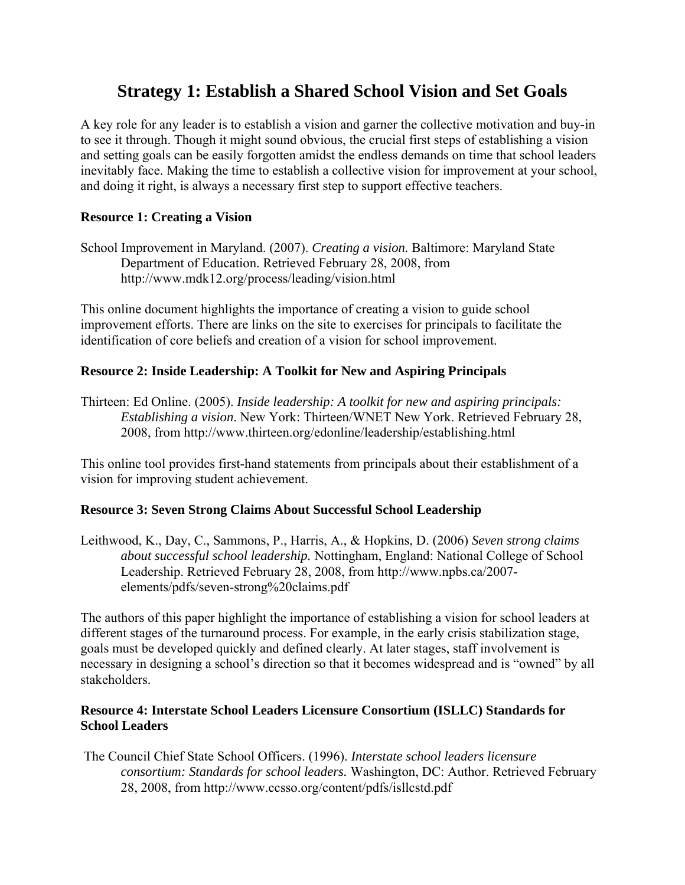# Strategy 1: Establish a Shared School Vision and Set Goals

A key role for any leader is to establish a vision and garner the collective motivation and buy-in to see it through. Though it might sound obvious, the crucial first steps of establishing a vision and setting goals can be easily forgotten amidst the endless demands on time that school leaders inevitably face. Making the time to establish a collective vision for improvement at your school, and doing it right, is always a necessary first step to support effective teachers.

**Resource 1: Creating a Vision**

School Improvement in Maryland. (2007). *Creating a vision.* Baltimore: Maryland State Department of Education. Retrieved February 28, 2008, from http://www.mdk12.org/process/leading/vision.html

This online document highlights the importance of creating a vision to guide school improvement efforts. There are links on the site to exercises for principals to facilitate the identification of core beliefs and creation of a vision for school improvement.

**Resource 2: Inside Leadership: A Toolkit for New and Aspiring Principals**

Thirteen: Ed Online. (2005). *Inside leadership: A toolkit for new and aspiring principals: Establishing a vision*. New York: Thirteen/WNET New York. Retrieved February 28, 2008, from http://www.thirteen.org/edonline/leadership/establishing.html

This online tool provides first-hand statements from principals about their establishment of a vision for improving student achievement.

**Resource 3: Seven Strong Claims About Successful School Leadership**

Leithwood, K., Day, C., Sammons, P., Harris, A., & Hopkins, D. (2006) *Seven strong claims about successful school leadership.* Nottingham, England: National College of School Leadership. Retrieved February 28, 2008, from http://www.npbs.ca/2007-elements/pdfs/seven-strong%20claims.pdf

The authors of this paper highlight the importance of establishing a vision for school leaders at different stages of the turnaround process. For example, in the early crisis stabilization stage, goals must be developed quickly and defined clearly. At later stages, staff involvement is necessary in designing a school's direction so that it becomes widespread and is "owned" by all stakeholders.

**Resource 4: Interstate School Leaders Licensure Consortium (ISLLC) Standards for School Leaders**

The Council Chief State School Officers. (1996). *Interstate school leaders licensure consortium: Standards for school leaders.* Washington, DC: Author. Retrieved February 28, 2008, from http://www.ccsso.org/content/pdfs/isllcstd.pdf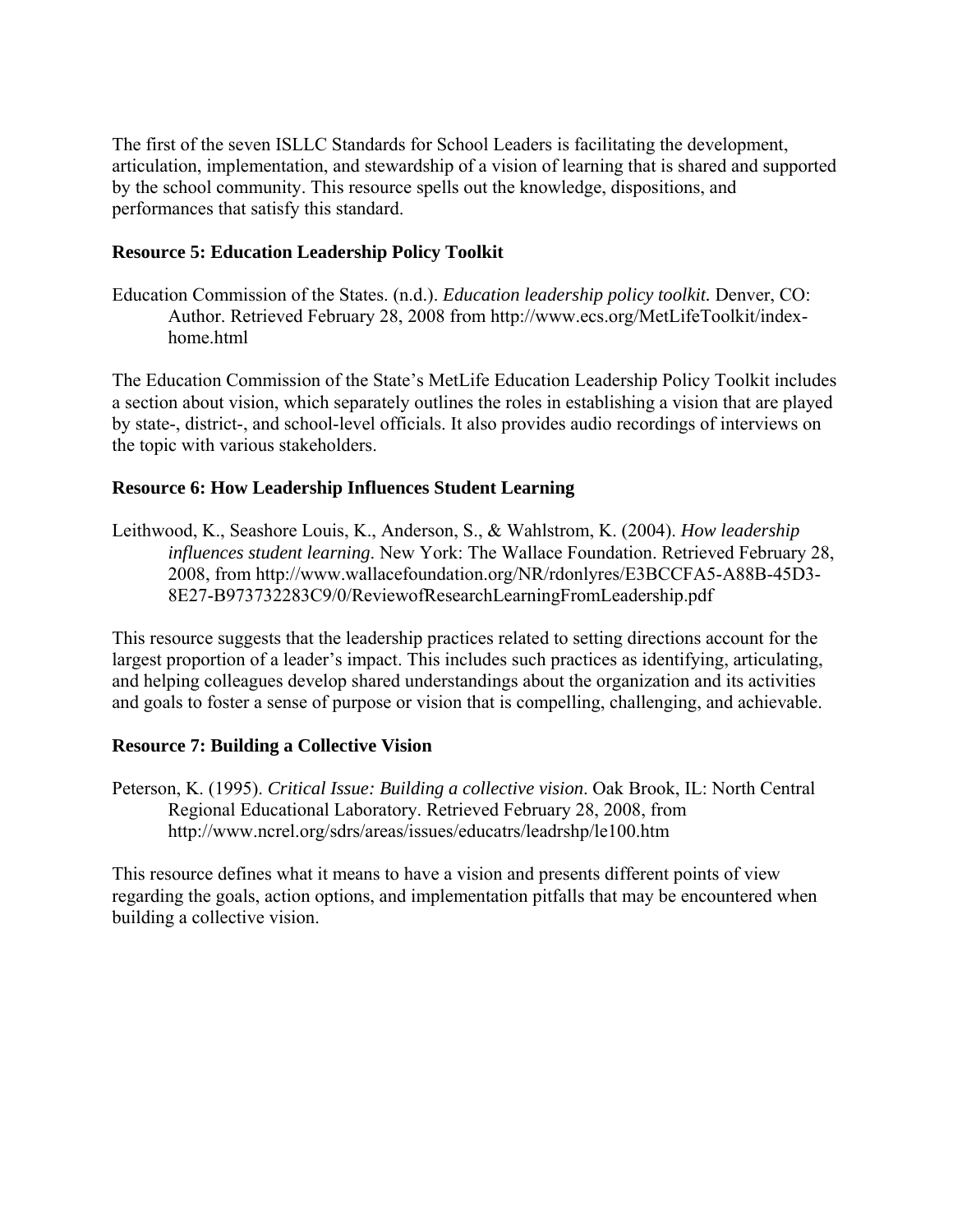The first of the seven ISLLC Standards for School Leaders is facilitating the development, articulation, implementation, and stewardship of a vision of learning that is shared and supported by the school community. This resource spells out the knowledge, dispositions, and performances that satisfy this standard.

### Resource 5: Education Leadership Policy Toolkit

Education Commission of the States. (n.d.). *Education leadership policy toolkit.* Denver, CO: Author. Retrieved February 28, 2008 from http://www.ecs.org/MetLifeToolkit/index-home.html

The Education Commission of the State's MetLife Education Leadership Policy Toolkit includes a section about vision, which separately outlines the roles in establishing a vision that are played by state-, district-, and school-level officials. It also provides audio recordings of interviews on the topic with various stakeholders.

### Resource 6: How Leadership Influences Student Learning

Leithwood, K., Seashore Louis, K., Anderson, S., & Wahlstrom, K. (2004). *How leadership influences student learning*. New York: The Wallace Foundation. Retrieved February 28, 2008, from http://www.wallacefoundation.org/NR/rdonlyres/E3BCCFA5-A88B-45D3-8E27-B973732283C9/0/ReviewofResearchLearningFromLeadership.pdf

This resource suggests that the leadership practices related to setting directions account for the largest proportion of a leader's impact. This includes such practices as identifying, articulating, and helping colleagues develop shared understandings about the organization and its activities and goals to foster a sense of purpose or vision that is compelling, challenging, and achievable.

### Resource 7: Building a Collective Vision

Peterson, K. (1995). *Critical Issue: Building a collective vision*. Oak Brook, IL: North Central Regional Educational Laboratory. Retrieved February 28, 2008, from http://www.ncrel.org/sdrs/areas/issues/educatrs/leadrshp/le100.htm

This resource defines what it means to have a vision and presents different points of view regarding the goals, action options, and implementation pitfalls that may be encountered when building a collective vision.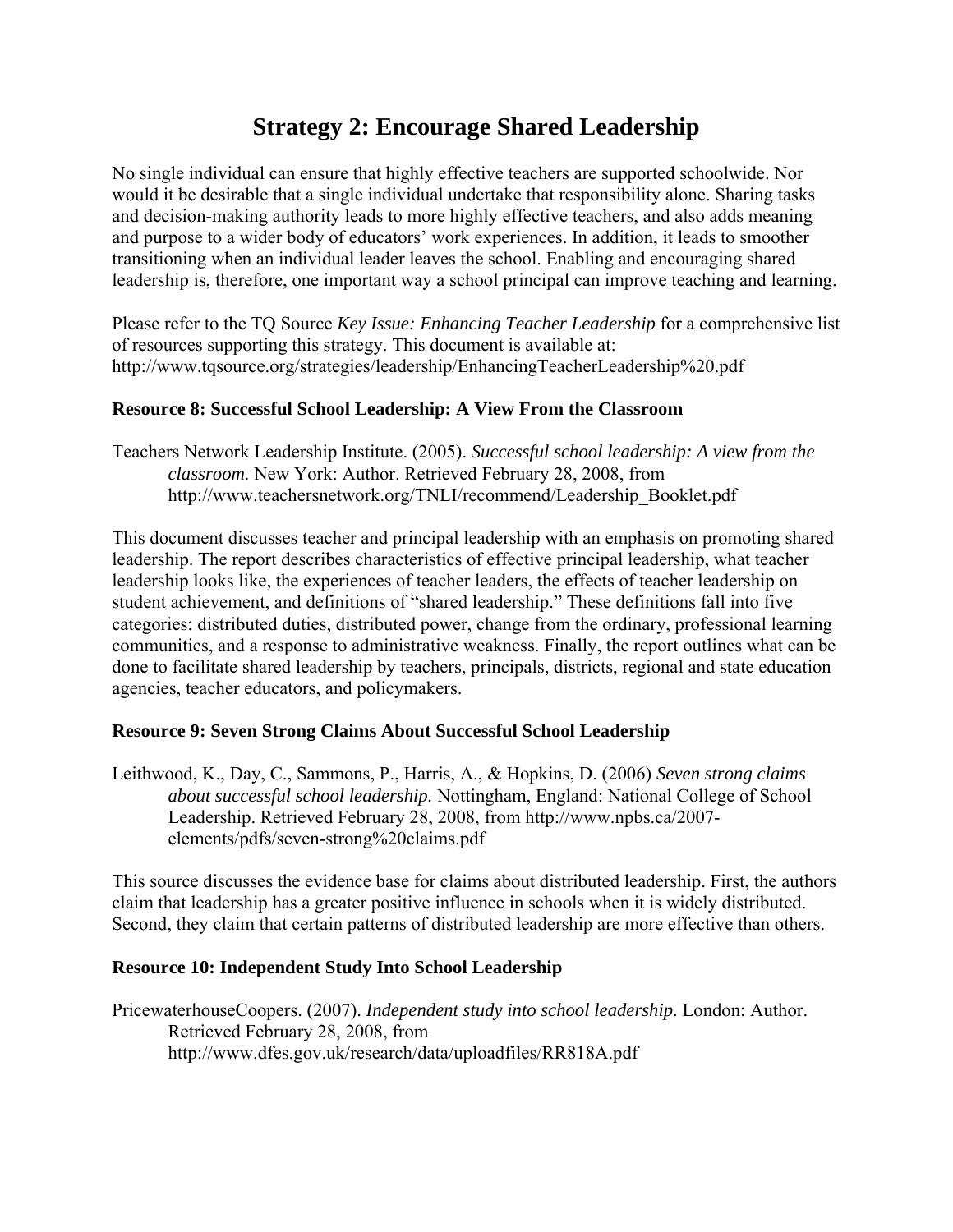# Strategy 2: Encourage Shared Leadership

No single individual can ensure that highly effective teachers are supported schoolwide. Nor would it be desirable that a single individual undertake that responsibility alone. Sharing tasks and decision-making authority leads to more highly effective teachers, and also adds meaning and purpose to a wider body of educators' work experiences. In addition, it leads to smoother transitioning when an individual leader leaves the school. Enabling and encouraging shared leadership is, therefore, one important way a school principal can improve teaching and learning.

Please refer to the TQ Source *Key Issue: Enhancing Teacher Leadership* for a comprehensive list of resources supporting this strategy. This document is available at: http://www.tqsource.org/strategies/leadership/EnhancingTeacherLeadership%20.pdf

### Resource 8: Successful School Leadership: A View From the Classroom

Teachers Network Leadership Institute. (2005). *Successful school leadership: A view from the classroom.* New York: Author. Retrieved February 28, 2008, from http://www.teachersnetwork.org/TNLI/recommend/Leadership_Booklet.pdf

This document discusses teacher and principal leadership with an emphasis on promoting shared leadership. The report describes characteristics of effective principal leadership, what teacher leadership looks like, the experiences of teacher leaders, the effects of teacher leadership on student achievement, and definitions of "shared leadership." These definitions fall into five categories: distributed duties, distributed power, change from the ordinary, professional learning communities, and a response to administrative weakness. Finally, the report outlines what can be done to facilitate shared leadership by teachers, principals, districts, regional and state education agencies, teacher educators, and policymakers.

### Resource 9: Seven Strong Claims About Successful School Leadership

Leithwood, K., Day, C., Sammons, P., Harris, A., & Hopkins, D. (2006) *Seven strong claims about successful school leadership.* Nottingham, England: National College of School Leadership. Retrieved February 28, 2008, from http://www.npbs.ca/2007-elements/pdfs/seven-strong%20claims.pdf

This source discusses the evidence base for claims about distributed leadership. First, the authors claim that leadership has a greater positive influence in schools when it is widely distributed. Second, they claim that certain patterns of distributed leadership are more effective than others.

### Resource 10: Independent Study Into School Leadership

PricewaterhouseCoopers. (2007). *Independent study into school leadership*. London: Author. Retrieved February 28, 2008, from http://www.dfes.gov.uk/research/data/uploadfiles/RR818A.pdf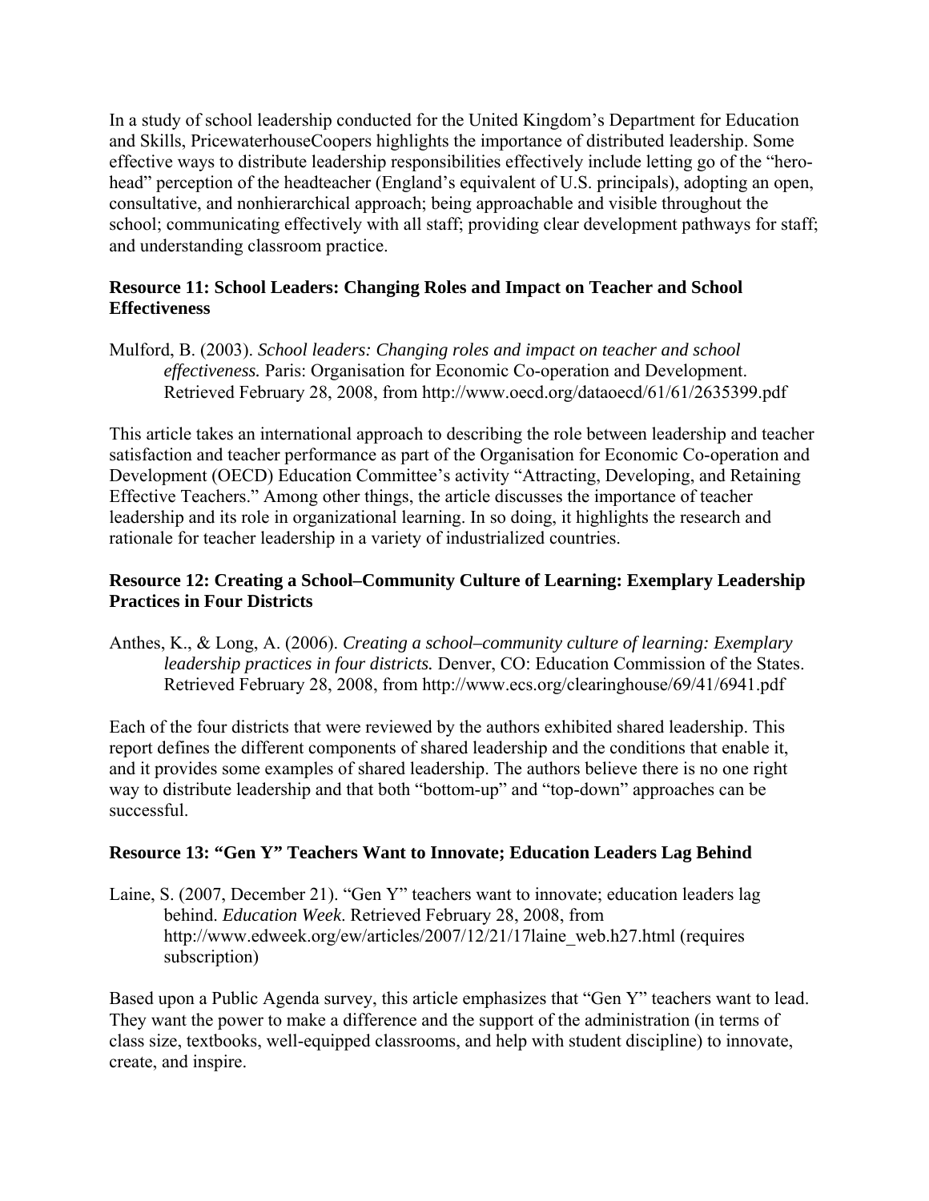In a study of school leadership conducted for the United Kingdom's Department for Education and Skills, PricewaterhouseCoopers highlights the importance of distributed leadership. Some effective ways to distribute leadership responsibilities effectively include letting go of the "hero-head" perception of the headteacher (England's equivalent of U.S. principals), adopting an open, consultative, and nonhierarchical approach; being approachable and visible throughout the school; communicating effectively with all staff; providing clear development pathways for staff; and understanding classroom practice.

### Resource 11: School Leaders: Changing Roles and Impact on Teacher and School Effectiveness

Mulford, B. (2003). *School leaders: Changing roles and impact on teacher and school effectiveness.* Paris: Organisation for Economic Co-operation and Development. Retrieved February 28, 2008, from http://www.oecd.org/dataoecd/61/61/2635399.pdf

This article takes an international approach to describing the role between leadership and teacher satisfaction and teacher performance as part of the Organisation for Economic Co-operation and Development (OECD) Education Committee's activity "Attracting, Developing, and Retaining Effective Teachers." Among other things, the article discusses the importance of teacher leadership and its role in organizational learning. In so doing, it highlights the research and rationale for teacher leadership in a variety of industrialized countries.

### Resource 12: Creating a School–Community Culture of Learning: Exemplary Leadership Practices in Four Districts

Anthes, K., & Long, A. (2006). *Creating a school–community culture of learning: Exemplary leadership practices in four districts.* Denver, CO: Education Commission of the States. Retrieved February 28, 2008, from http://www.ecs.org/clearinghouse/69/41/6941.pdf

Each of the four districts that were reviewed by the authors exhibited shared leadership. This report defines the different components of shared leadership and the conditions that enable it, and it provides some examples of shared leadership. The authors believe there is no one right way to distribute leadership and that both "bottom-up" and "top-down" approaches can be successful.

### Resource 13: "Gen Y" Teachers Want to Innovate; Education Leaders Lag Behind

Laine, S. (2007, December 21). "Gen Y" teachers want to innovate; education leaders lag behind. *Education Week*. Retrieved February 28, 2008, from http://www.edweek.org/ew/articles/2007/12/21/17laine_web.h27.html (requires subscription)

Based upon a Public Agenda survey, this article emphasizes that "Gen Y" teachers want to lead. They want the power to make a difference and the support of the administration (in terms of class size, textbooks, well-equipped classrooms, and help with student discipline) to innovate, create, and inspire.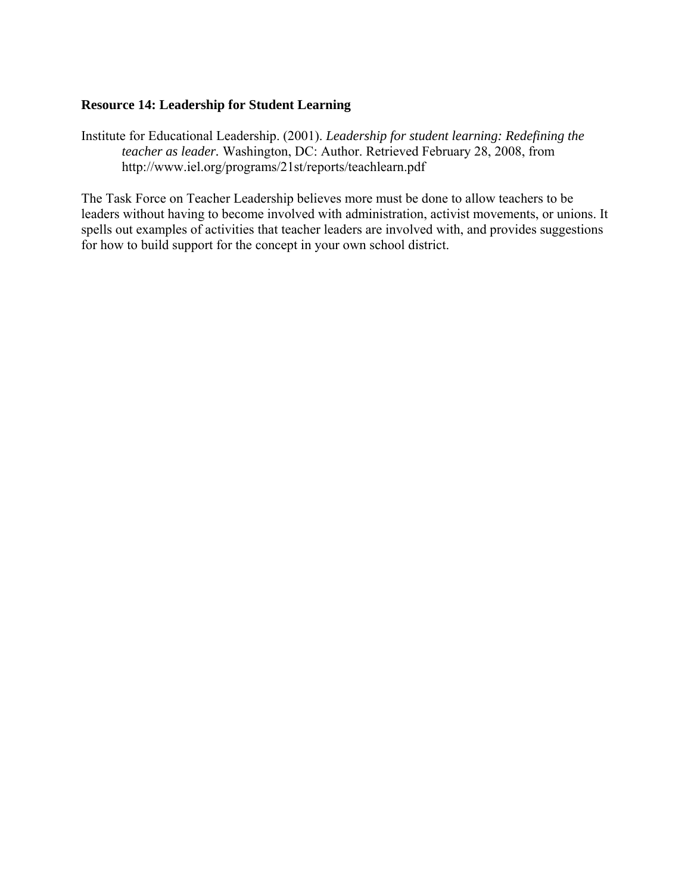**Resource 14: Leadership for Student Learning**

Institute for Educational Leadership. (2001). *Leadership for student learning: Redefining the teacher as leader.* Washington, DC: Author. Retrieved February 28, 2008, from http://www.iel.org/programs/21st/reports/teachlearn.pdf

The Task Force on Teacher Leadership believes more must be done to allow teachers to be leaders without having to become involved with administration, activist movements, or unions. It spells out examples of activities that teacher leaders are involved with, and provides suggestions for how to build support for the concept in your own school district.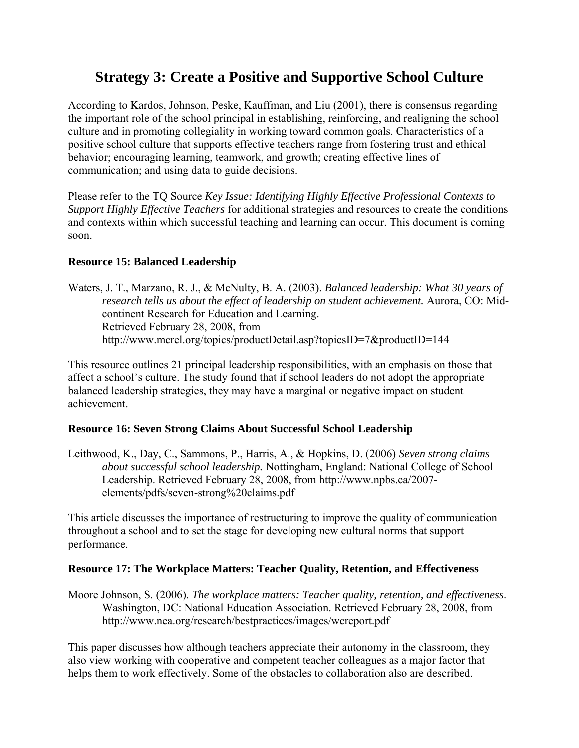# Strategy 3: Create a Positive and Supportive School Culture

According to Kardos, Johnson, Peske, Kauffman, and Liu (2001), there is consensus regarding the important role of the school principal in establishing, reinforcing, and realigning the school culture and in promoting collegiality in working toward common goals. Characteristics of a positive school culture that supports effective teachers range from fostering trust and ethical behavior; encouraging learning, teamwork, and growth; creating effective lines of communication; and using data to guide decisions.

Please refer to the TQ Source *Key Issue: Identifying Highly Effective Professional Contexts to Support Highly Effective Teachers* for additional strategies and resources to create the conditions and contexts within which successful teaching and learning can occur. This document is coming soon.

### Resource 15: Balanced Leadership

Waters, J. T., Marzano, R. J., & McNulty, B. A. (2003). *Balanced leadership: What 30 years of research tells us about the effect of leadership on student achievement.* Aurora, CO: Mid-continent Research for Education and Learning. Retrieved February 28, 2008, from http://www.mcrel.org/topics/productDetail.asp?topicsID=7&productID=144

This resource outlines 21 principal leadership responsibilities, with an emphasis on those that affect a school's culture. The study found that if school leaders do not adopt the appropriate balanced leadership strategies, they may have a marginal or negative impact on student achievement.

### Resource 16: Seven Strong Claims About Successful School Leadership

Leithwood, K., Day, C., Sammons, P., Harris, A., & Hopkins, D. (2006) *Seven strong claims about successful school leadership.* Nottingham, England: National College of School Leadership. Retrieved February 28, 2008, from http://www.npbs.ca/2007-elements/pdfs/seven-strong%20claims.pdf

This article discusses the importance of restructuring to improve the quality of communication throughout a school and to set the stage for developing new cultural norms that support performance.

### Resource 17: The Workplace Matters: Teacher Quality, Retention, and Effectiveness

Moore Johnson, S. (2006). *The workplace matters: Teacher quality, retention, and effectiveness*. Washington, DC: National Education Association. Retrieved February 28, 2008, from http://www.nea.org/research/bestpractices/images/wcreport.pdf

This paper discusses how although teachers appreciate their autonomy in the classroom, they also view working with cooperative and competent teacher colleagues as a major factor that helps them to work effectively. Some of the obstacles to collaboration also are described.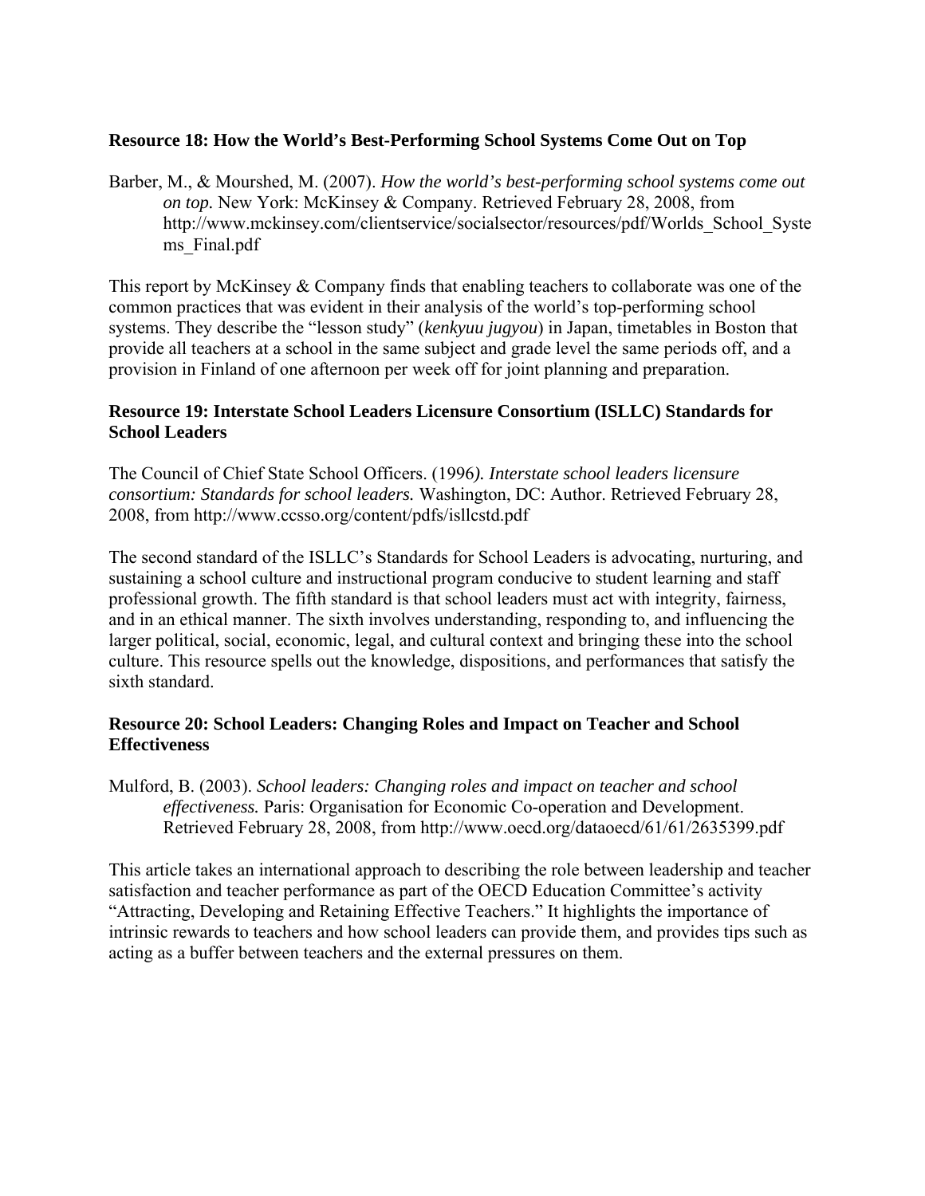### Resource 18: How the World's Best-Performing School Systems Come Out on Top

Barber, M., & Mourshed, M. (2007). *How the world's best-performing school systems come out on top.* New York: McKinsey & Company. Retrieved February 28, 2008, from http://www.mckinsey.com/clientservice/socialsector/resources/pdf/Worlds_School_Systems_Final.pdf

This report by McKinsey & Company finds that enabling teachers to collaborate was one of the common practices that was evident in their analysis of the world's top-performing school systems. They describe the "lesson study" (*kenkyuu jugyou*) in Japan, timetables in Boston that provide all teachers at a school in the same subject and grade level the same periods off, and a provision in Finland of one afternoon per week off for joint planning and preparation.

### Resource 19: Interstate School Leaders Licensure Consortium (ISLLC) Standards for School Leaders

The Council of Chief State School Officers. (1996*). Interstate school leaders licensure consortium: Standards for school leaders.* Washington, DC: Author. Retrieved February 28, 2008, from http://www.ccsso.org/content/pdfs/isllcstd.pdf

The second standard of the ISLLC's Standards for School Leaders is advocating, nurturing, and sustaining a school culture and instructional program conducive to student learning and staff professional growth. The fifth standard is that school leaders must act with integrity, fairness, and in an ethical manner. The sixth involves understanding, responding to, and influencing the larger political, social, economic, legal, and cultural context and bringing these into the school culture. This resource spells out the knowledge, dispositions, and performances that satisfy the sixth standard.

### Resource 20: School Leaders: Changing Roles and Impact on Teacher and School Effectiveness

Mulford, B. (2003). *School leaders: Changing roles and impact on teacher and school effectiveness.* Paris: Organisation for Economic Co-operation and Development. Retrieved February 28, 2008, from http://www.oecd.org/dataoecd/61/61/2635399.pdf

This article takes an international approach to describing the role between leadership and teacher satisfaction and teacher performance as part of the OECD Education Committee's activity "Attracting, Developing and Retaining Effective Teachers." It highlights the importance of intrinsic rewards to teachers and how school leaders can provide them, and provides tips such as acting as a buffer between teachers and the external pressures on them.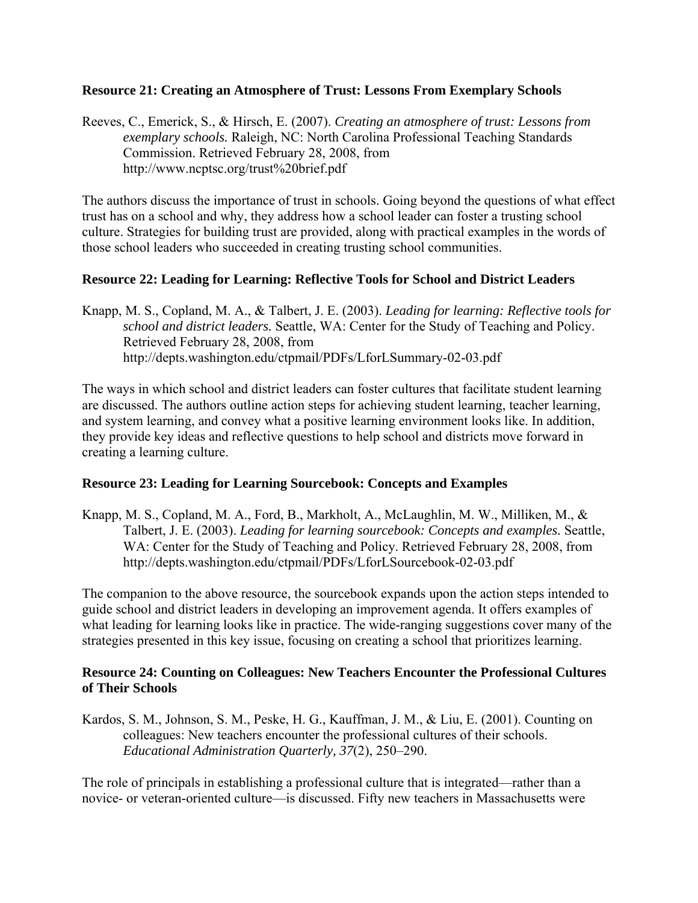**Resource 21: Creating an Atmosphere of Trust: Lessons From Exemplary Schools**

Reeves, C., Emerick, S., & Hirsch, E. (2007). *Creating an atmosphere of trust: Lessons from exemplary schools.* Raleigh, NC: North Carolina Professional Teaching Standards Commission. Retrieved February 28, 2008, from http://www.ncptsc.org/trust%20brief.pdf

The authors discuss the importance of trust in schools. Going beyond the questions of what effect trust has on a school and why, they address how a school leader can foster a trusting school culture. Strategies for building trust are provided, along with practical examples in the words of those school leaders who succeeded in creating trusting school communities.

**Resource 22: Leading for Learning: Reflective Tools for School and District Leaders**

Knapp, M. S., Copland, M. A., & Talbert, J. E. (2003). *Leading for learning: Reflective tools for school and district leaders.* Seattle, WA: Center for the Study of Teaching and Policy. Retrieved February 28, 2008, from http://depts.washington.edu/ctpmail/PDFs/LforLSummary-02-03.pdf

The ways in which school and district leaders can foster cultures that facilitate student learning are discussed. The authors outline action steps for achieving student learning, teacher learning, and system learning, and convey what a positive learning environment looks like. In addition, they provide key ideas and reflective questions to help school and districts move forward in creating a learning culture.

**Resource 23: Leading for Learning Sourcebook: Concepts and Examples**

Knapp, M. S., Copland, M. A., Ford, B., Markholt, A., McLaughlin, M. W., Milliken, M., & Talbert, J. E. (2003). *Leading for learning sourcebook: Concepts and examples.* Seattle, WA: Center for the Study of Teaching and Policy. Retrieved February 28, 2008, from http://depts.washington.edu/ctpmail/PDFs/LforLSourcebook-02-03.pdf

The companion to the above resource, the sourcebook expands upon the action steps intended to guide school and district leaders in developing an improvement agenda. It offers examples of what leading for learning looks like in practice. The wide-ranging suggestions cover many of the strategies presented in this key issue, focusing on creating a school that prioritizes learning.

**Resource 24: Counting on Colleagues: New Teachers Encounter the Professional Cultures of Their Schools**

Kardos, S. M., Johnson, S. M., Peske, H. G., Kauffman, J. M., & Liu, E. (2001). Counting on colleagues: New teachers encounter the professional cultures of their schools. *Educational Administration Quarterly, 37*(2), 250–290.

The role of principals in establishing a professional culture that is integrated—rather than a novice- or veteran-oriented culture—is discussed. Fifty new teachers in Massachusetts were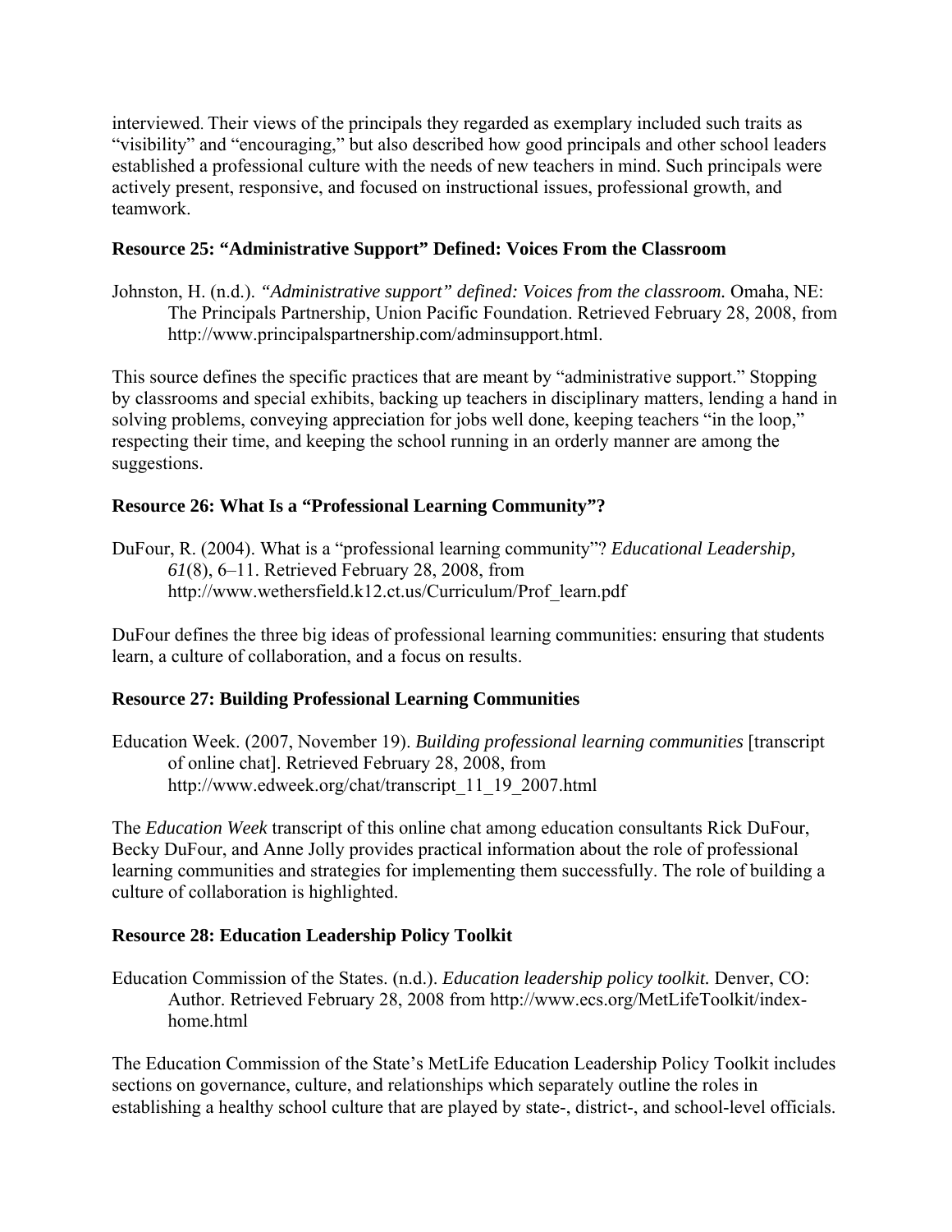interviewed. Their views of the principals they regarded as exemplary included such traits as "visibility" and "encouraging," but also described how good principals and other school leaders established a professional culture with the needs of new teachers in mind. Such principals were actively present, responsive, and focused on instructional issues, professional growth, and teamwork.

### Resource 25: "Administrative Support" Defined: Voices From the Classroom

Johnston, H. (n.d.). *"Administrative support" defined: Voices from the classroom.* Omaha, NE: The Principals Partnership, Union Pacific Foundation. Retrieved February 28, 2008, from http://www.principalspartnership.com/adminsupport.html.

This source defines the specific practices that are meant by "administrative support." Stopping by classrooms and special exhibits, backing up teachers in disciplinary matters, lending a hand in solving problems, conveying appreciation for jobs well done, keeping teachers "in the loop," respecting their time, and keeping the school running in an orderly manner are among the suggestions.

### Resource 26: What Is a "Professional Learning Community"?

DuFour, R. (2004). What is a "professional learning community"? *Educational Leadership, 61*(8), 6–11. Retrieved February 28, 2008, from http://www.wethersfield.k12.ct.us/Curriculum/Prof_learn.pdf

DuFour defines the three big ideas of professional learning communities: ensuring that students learn, a culture of collaboration, and a focus on results.

### Resource 27: Building Professional Learning Communities

Education Week. (2007, November 19). *Building professional learning communities* [transcript of online chat]. Retrieved February 28, 2008, from http://www.edweek.org/chat/transcript_11_19_2007.html

The *Education Week* transcript of this online chat among education consultants Rick DuFour, Becky DuFour, and Anne Jolly provides practical information about the role of professional learning communities and strategies for implementing them successfully. The role of building a culture of collaboration is highlighted.

### Resource 28: Education Leadership Policy Toolkit

Education Commission of the States. (n.d.). *Education leadership policy toolkit.* Denver, CO: Author. Retrieved February 28, 2008 from http://www.ecs.org/MetLifeToolkit/index-home.html

The Education Commission of the State's MetLife Education Leadership Policy Toolkit includes sections on governance, culture, and relationships which separately outline the roles in establishing a healthy school culture that are played by state-, district-, and school-level officials.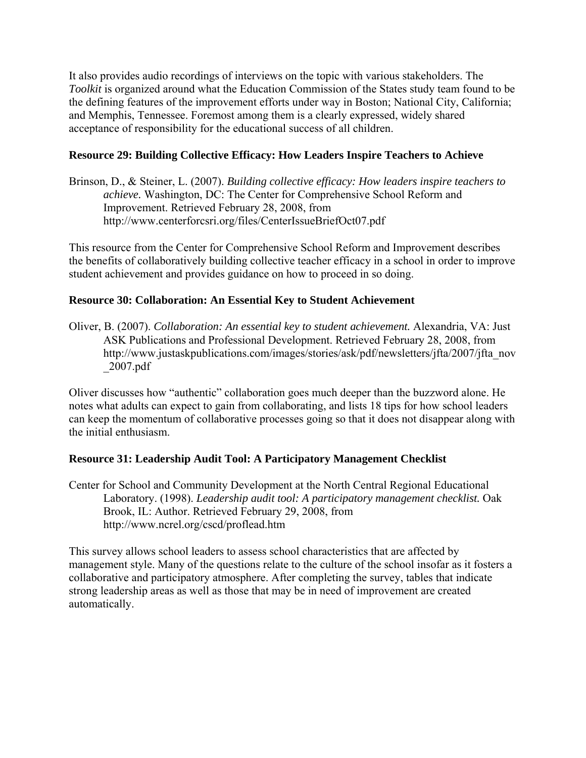It also provides audio recordings of interviews on the topic with various stakeholders. The *Toolkit* is organized around what the Education Commission of the States study team found to be the defining features of the improvement efforts under way in Boston; National City, California; and Memphis, Tennessee. Foremost among them is a clearly expressed, widely shared acceptance of responsibility for the educational success of all children.

### Resource 29: Building Collective Efficacy: How Leaders Inspire Teachers to Achieve

Brinson, D., & Steiner, L. (2007). *Building collective efficacy: How leaders inspire teachers to achieve.* Washington, DC: The Center for Comprehensive School Reform and Improvement. Retrieved February 28, 2008, from http://www.centerforcsri.org/files/CenterIssueBriefOct07.pdf

This resource from the Center for Comprehensive School Reform and Improvement describes the benefits of collaboratively building collective teacher efficacy in a school in order to improve student achievement and provides guidance on how to proceed in so doing.

### Resource 30: Collaboration: An Essential Key to Student Achievement

Oliver, B. (2007). *Collaboration: An essential key to student achievement.* Alexandria, VA: Just ASK Publications and Professional Development. Retrieved February 28, 2008, from http://www.justaskpublications.com/images/stories/ask/pdf/newsletters/jfta/2007/jfta_nov_2007.pdf

Oliver discusses how "authentic" collaboration goes much deeper than the buzzword alone. He notes what adults can expect to gain from collaborating, and lists 18 tips for how school leaders can keep the momentum of collaborative processes going so that it does not disappear along with the initial enthusiasm.

### Resource 31: Leadership Audit Tool: A Participatory Management Checklist

Center for School and Community Development at the North Central Regional Educational Laboratory. (1998). *Leadership audit tool: A participatory management checklist.* Oak Brook, IL: Author. Retrieved February 29, 2008, from http://www.ncrel.org/cscd/proflead.htm

This survey allows school leaders to assess school characteristics that are affected by management style. Many of the questions relate to the culture of the school insofar as it fosters a collaborative and participatory atmosphere. After completing the survey, tables that indicate strong leadership areas as well as those that may be in need of improvement are created automatically.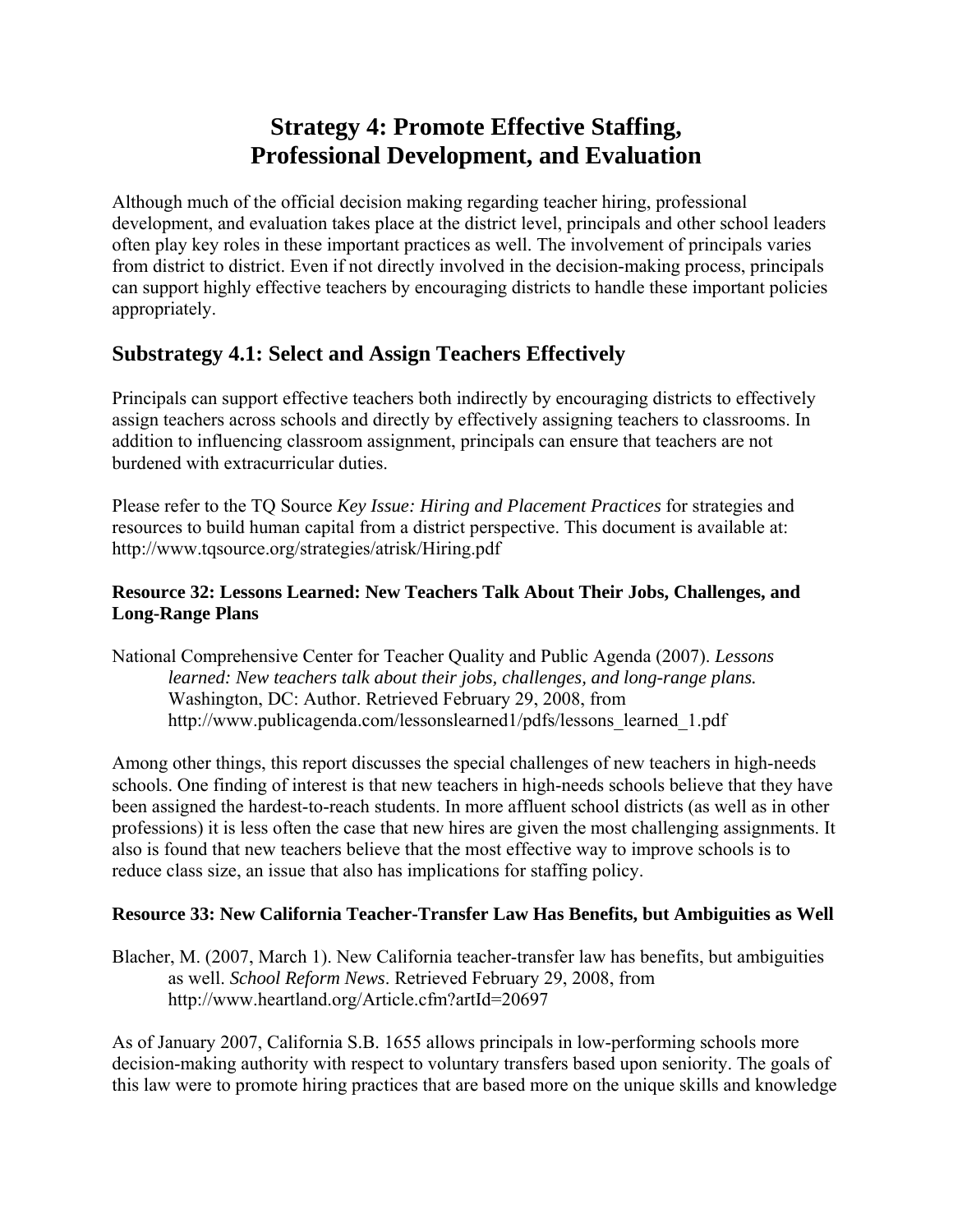# Strategy 4: Promote Effective Staffing, Professional Development, and Evaluation

Although much of the official decision making regarding teacher hiring, professional development, and evaluation takes place at the district level, principals and other school leaders often play key roles in these important practices as well. The involvement of principals varies from district to district. Even if not directly involved in the decision-making process, principals can support highly effective teachers by encouraging districts to handle these important policies appropriately.

## Substrategy 4.1: Select and Assign Teachers Effectively

Principals can support effective teachers both indirectly by encouraging districts to effectively assign teachers across schools and directly by effectively assigning teachers to classrooms. In addition to influencing classroom assignment, principals can ensure that teachers are not burdened with extracurricular duties.

Please refer to the TQ Source *Key Issue: Hiring and Placement Practices* for strategies and resources to build human capital from a district perspective. This document is available at: http://www.tqsource.org/strategies/atrisk/Hiring.pdf

### Resource 32: Lessons Learned: New Teachers Talk About Their Jobs, Challenges, and Long-Range Plans

National Comprehensive Center for Teacher Quality and Public Agenda (2007). *Lessons learned: New teachers talk about their jobs, challenges, and long-range plans.* Washington, DC: Author. Retrieved February 29, 2008, from http://www.publicagenda.com/lessonslearned1/pdfs/lessons_learned_1.pdf

Among other things, this report discusses the special challenges of new teachers in high-needs schools. One finding of interest is that new teachers in high-needs schools believe that they have been assigned the hardest-to-reach students. In more affluent school districts (as well as in other professions) it is less often the case that new hires are given the most challenging assignments. It also is found that new teachers believe that the most effective way to improve schools is to reduce class size, an issue that also has implications for staffing policy.

### Resource 33: New California Teacher-Transfer Law Has Benefits, but Ambiguities as Well

Blacher, M. (2007, March 1). New California teacher-transfer law has benefits, but ambiguities as well. *School Reform News*. Retrieved February 29, 2008, from http://www.heartland.org/Article.cfm?artId=20697

As of January 2007, California S.B. 1655 allows principals in low-performing schools more decision-making authority with respect to voluntary transfers based upon seniority. The goals of this law were to promote hiring practices that are based more on the unique skills and knowledge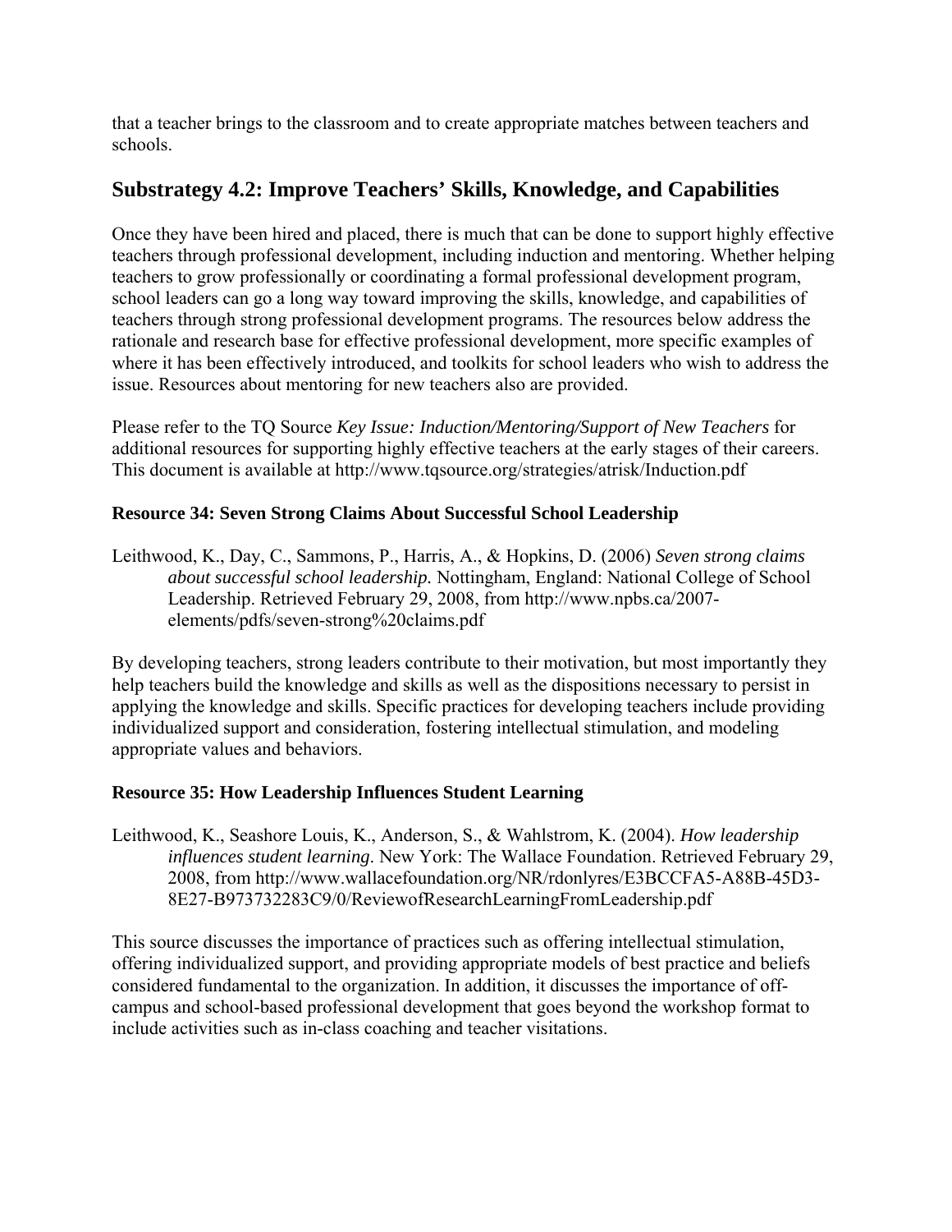that a teacher brings to the classroom and to create appropriate matches between teachers and schools.

## Substrategy 4.2: Improve Teachers' Skills, Knowledge, and Capabilities

Once they have been hired and placed, there is much that can be done to support highly effective teachers through professional development, including induction and mentoring. Whether helping teachers to grow professionally or coordinating a formal professional development program, school leaders can go a long way toward improving the skills, knowledge, and capabilities of teachers through strong professional development programs. The resources below address the rationale and research base for effective professional development, more specific examples of where it has been effectively introduced, and toolkits for school leaders who wish to address the issue. Resources about mentoring for new teachers also are provided.

Please refer to the TQ Source *Key Issue: Induction/Mentoring/Support of New Teachers* for additional resources for supporting highly effective teachers at the early stages of their careers. This document is available at http://www.tqsource.org/strategies/atrisk/Induction.pdf

#### Resource 34: Seven Strong Claims About Successful School Leadership

Leithwood, K., Day, C., Sammons, P., Harris, A., & Hopkins, D. (2006) *Seven strong claims about successful school leadership.* Nottingham, England: National College of School Leadership. Retrieved February 29, 2008, from http://www.npbs.ca/2007-elements/pdfs/seven-strong%20claims.pdf

By developing teachers, strong leaders contribute to their motivation, but most importantly they help teachers build the knowledge and skills as well as the dispositions necessary to persist in applying the knowledge and skills. Specific practices for developing teachers include providing individualized support and consideration, fostering intellectual stimulation, and modeling appropriate values and behaviors.

#### Resource 35: How Leadership Influences Student Learning

Leithwood, K., Seashore Louis, K., Anderson, S., & Wahlstrom, K. (2004). *How leadership influences student learning*. New York: The Wallace Foundation. Retrieved February 29, 2008, from http://www.wallacefoundation.org/NR/rdonlyres/E3BCCFA5-A88B-45D3-8E27-B973732283C9/0/ReviewofResearchLearningFromLeadership.pdf

This source discusses the importance of practices such as offering intellectual stimulation, offering individualized support, and providing appropriate models of best practice and beliefs considered fundamental to the organization. In addition, it discusses the importance of off-campus and school-based professional development that goes beyond the workshop format to include activities such as in-class coaching and teacher visitations.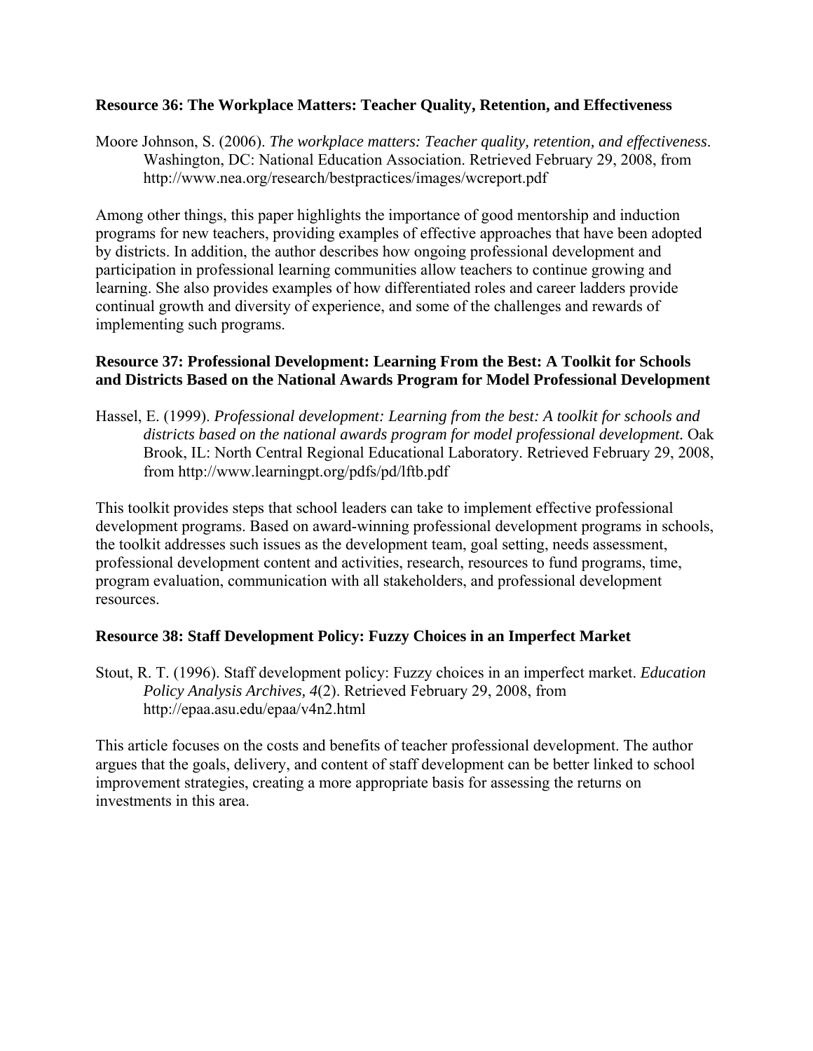### Resource 36: The Workplace Matters: Teacher Quality, Retention, and Effectiveness

Moore Johnson, S. (2006). *The workplace matters: Teacher quality, retention, and effectiveness*. Washington, DC: National Education Association. Retrieved February 29, 2008, from http://www.nea.org/research/bestpractices/images/wcreport.pdf

Among other things, this paper highlights the importance of good mentorship and induction programs for new teachers, providing examples of effective approaches that have been adopted by districts. In addition, the author describes how ongoing professional development and participation in professional learning communities allow teachers to continue growing and learning. She also provides examples of how differentiated roles and career ladders provide continual growth and diversity of experience, and some of the challenges and rewards of implementing such programs.

### Resource 37: Professional Development: Learning From the Best: A Toolkit for Schools and Districts Based on the National Awards Program for Model Professional Development

Hassel, E. (1999). *Professional development: Learning from the best: A toolkit for schools and districts based on the national awards program for model professional development.* Oak Brook, IL: North Central Regional Educational Laboratory. Retrieved February 29, 2008, from http://www.learningpt.org/pdfs/pd/lftb.pdf

This toolkit provides steps that school leaders can take to implement effective professional development programs. Based on award-winning professional development programs in schools, the toolkit addresses such issues as the development team, goal setting, needs assessment, professional development content and activities, research, resources to fund programs, time, program evaluation, communication with all stakeholders, and professional development resources.

### Resource 38: Staff Development Policy: Fuzzy Choices in an Imperfect Market

Stout, R. T. (1996). Staff development policy: Fuzzy choices in an imperfect market. *Education Policy Analysis Archives, 4*(2). Retrieved February 29, 2008, from http://epaa.asu.edu/epaa/v4n2.html

This article focuses on the costs and benefits of teacher professional development. The author argues that the goals, delivery, and content of staff development can be better linked to school improvement strategies, creating a more appropriate basis for assessing the returns on investments in this area.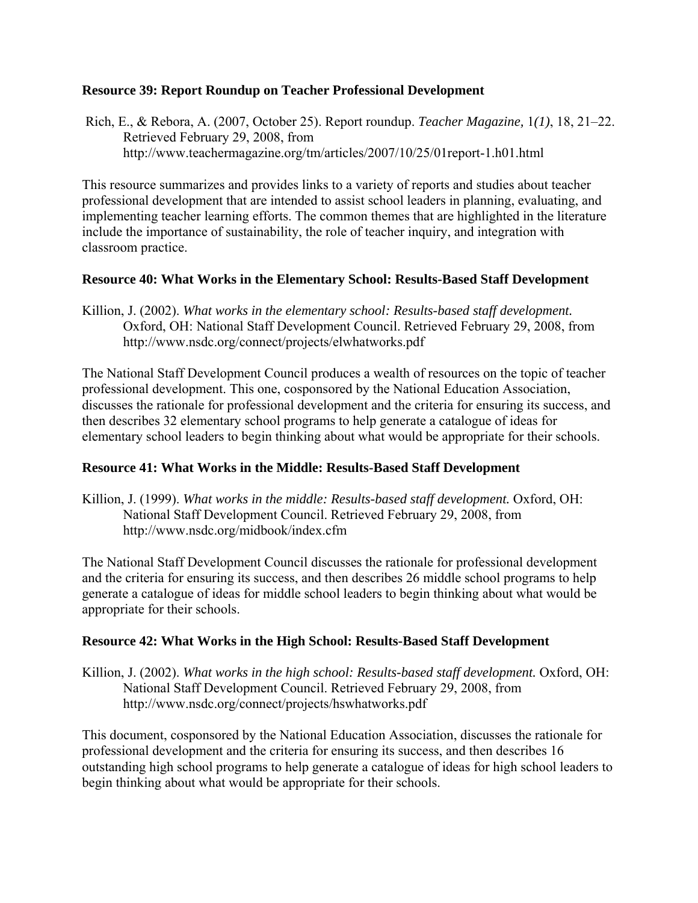### Resource 39: Report Roundup on Teacher Professional Development

Rich, E., & Rebora, A. (2007, October 25). Report roundup. *Teacher Magazine,* 1*(1)*, 18, 21–22. Retrieved February 29, 2008, from http://www.teachermagazine.org/tm/articles/2007/10/25/01report-1.h01.html

This resource summarizes and provides links to a variety of reports and studies about teacher professional development that are intended to assist school leaders in planning, evaluating, and implementing teacher learning efforts. The common themes that are highlighted in the literature include the importance of sustainability, the role of teacher inquiry, and integration with classroom practice.

### Resource 40: What Works in the Elementary School: Results-Based Staff Development

Killion, J. (2002). *What works in the elementary school: Results-based staff development.* Oxford, OH: National Staff Development Council. Retrieved February 29, 2008, from http://www.nsdc.org/connect/projects/elwhatworks.pdf

The National Staff Development Council produces a wealth of resources on the topic of teacher professional development. This one, cosponsored by the National Education Association, discusses the rationale for professional development and the criteria for ensuring its success, and then describes 32 elementary school programs to help generate a catalogue of ideas for elementary school leaders to begin thinking about what would be appropriate for their schools.

### Resource 41: What Works in the Middle: Results-Based Staff Development

Killion, J. (1999). *What works in the middle: Results-based staff development.* Oxford, OH: National Staff Development Council. Retrieved February 29, 2008, from http://www.nsdc.org/midbook/index.cfm

The National Staff Development Council discusses the rationale for professional development and the criteria for ensuring its success, and then describes 26 middle school programs to help generate a catalogue of ideas for middle school leaders to begin thinking about what would be appropriate for their schools.

### Resource 42: What Works in the High School: Results-Based Staff Development

Killion, J. (2002). *What works in the high school: Results-based staff development.* Oxford, OH: National Staff Development Council. Retrieved February 29, 2008, from http://www.nsdc.org/connect/projects/hswhatworks.pdf

This document, cosponsored by the National Education Association, discusses the rationale for professional development and the criteria for ensuring its success, and then describes 16 outstanding high school programs to help generate a catalogue of ideas for high school leaders to begin thinking about what would be appropriate for their schools.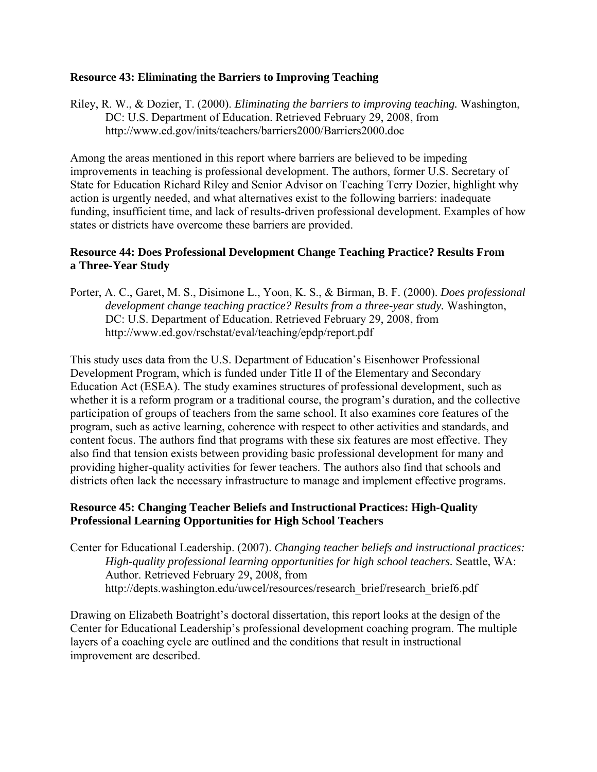**Resource 43: Eliminating the Barriers to Improving Teaching**

Riley, R. W., & Dozier, T. (2000). *Eliminating the barriers to improving teaching.* Washington, DC: U.S. Department of Education. Retrieved February 29, 2008, from http://www.ed.gov/inits/teachers/barriers2000/Barriers2000.doc

Among the areas mentioned in this report where barriers are believed to be impeding improvements in teaching is professional development. The authors, former U.S. Secretary of State for Education Richard Riley and Senior Advisor on Teaching Terry Dozier, highlight why action is urgently needed, and what alternatives exist to the following barriers: inadequate funding, insufficient time, and lack of results-driven professional development. Examples of how states or districts have overcome these barriers are provided.

**Resource 44: Does Professional Development Change Teaching Practice? Results From a Three-Year Study**

Porter, A. C., Garet, M. S., Disimone L., Yoon, K. S., & Birman, B. F. (2000). *Does professional development change teaching practice? Results from a three-year study.* Washington, DC: U.S. Department of Education. Retrieved February 29, 2008, from http://www.ed.gov/rschstat/eval/teaching/epdp/report.pdf

This study uses data from the U.S. Department of Education's Eisenhower Professional Development Program, which is funded under Title II of the Elementary and Secondary Education Act (ESEA). The study examines structures of professional development, such as whether it is a reform program or a traditional course, the program's duration, and the collective participation of groups of teachers from the same school. It also examines core features of the program, such as active learning, coherence with respect to other activities and standards, and content focus. The authors find that programs with these six features are most effective. They also find that tension exists between providing basic professional development for many and providing higher-quality activities for fewer teachers. The authors also find that schools and districts often lack the necessary infrastructure to manage and implement effective programs.

**Resource 45: Changing Teacher Beliefs and Instructional Practices: High-Quality Professional Learning Opportunities for High School Teachers**

Center for Educational Leadership. (2007). *Changing teacher beliefs and instructional practices: High-quality professional learning opportunities for high school teachers.* Seattle, WA: Author. Retrieved February 29, 2008, from http://depts.washington.edu/uwcel/resources/research_brief/research_brief6.pdf

Drawing on Elizabeth Boatright's doctoral dissertation, this report looks at the design of the Center for Educational Leadership's professional development coaching program. The multiple layers of a coaching cycle are outlined and the conditions that result in instructional improvement are described.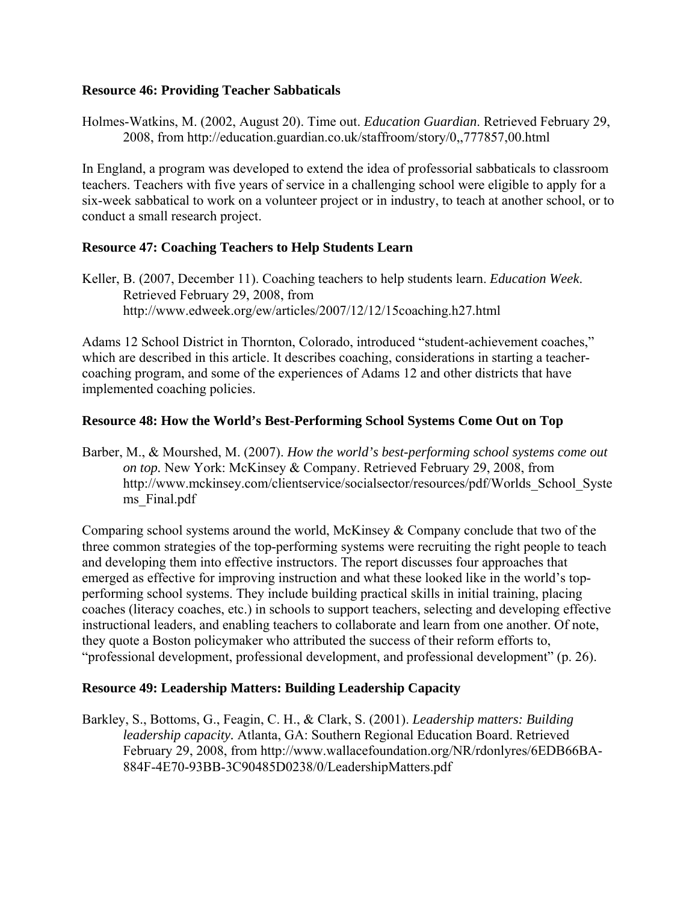### Resource 46: Providing Teacher Sabbaticals

Holmes-Watkins, M. (2002, August 20). Time out. *Education Guardian*. Retrieved February 29, 2008, from http://education.guardian.co.uk/staffroom/story/0,,777857,00.html

In England, a program was developed to extend the idea of professorial sabbaticals to classroom teachers. Teachers with five years of service in a challenging school were eligible to apply for a six-week sabbatical to work on a volunteer project or in industry, to teach at another school, or to conduct a small research project.

### Resource 47: Coaching Teachers to Help Students Learn

Keller, B. (2007, December 11). Coaching teachers to help students learn. *Education Week*. Retrieved February 29, 2008, from http://www.edweek.org/ew/articles/2007/12/12/15coaching.h27.html

Adams 12 School District in Thornton, Colorado, introduced "student-achievement coaches," which are described in this article. It describes coaching, considerations in starting a teacher-coaching program, and some of the experiences of Adams 12 and other districts that have implemented coaching policies.

### Resource 48: How the World's Best-Performing School Systems Come Out on Top

Barber, M., & Mourshed, M. (2007). *How the world's best-performing school systems come out on top.* New York: McKinsey & Company. Retrieved February 29, 2008, from http://www.mckinsey.com/clientservice/socialsector/resources/pdf/Worlds_School_Systems_Final.pdf

Comparing school systems around the world, McKinsey & Company conclude that two of the three common strategies of the top-performing systems were recruiting the right people to teach and developing them into effective instructors. The report discusses four approaches that emerged as effective for improving instruction and what these looked like in the world's top-performing school systems. They include building practical skills in initial training, placing coaches (literacy coaches, etc.) in schools to support teachers, selecting and developing effective instructional leaders, and enabling teachers to collaborate and learn from one another. Of note, they quote a Boston policymaker who attributed the success of their reform efforts to, "professional development, professional development, and professional development" (p. 26).

### Resource 49: Leadership Matters: Building Leadership Capacity

Barkley, S., Bottoms, G., Feagin, C. H., & Clark, S. (2001). *Leadership matters: Building leadership capacity.* Atlanta, GA: Southern Regional Education Board. Retrieved February 29, 2008, from http://www.wallacefoundation.org/NR/rdonlyres/6EDB66BA-884F-4E70-93BB-3C90485D0238/0/LeadershipMatters.pdf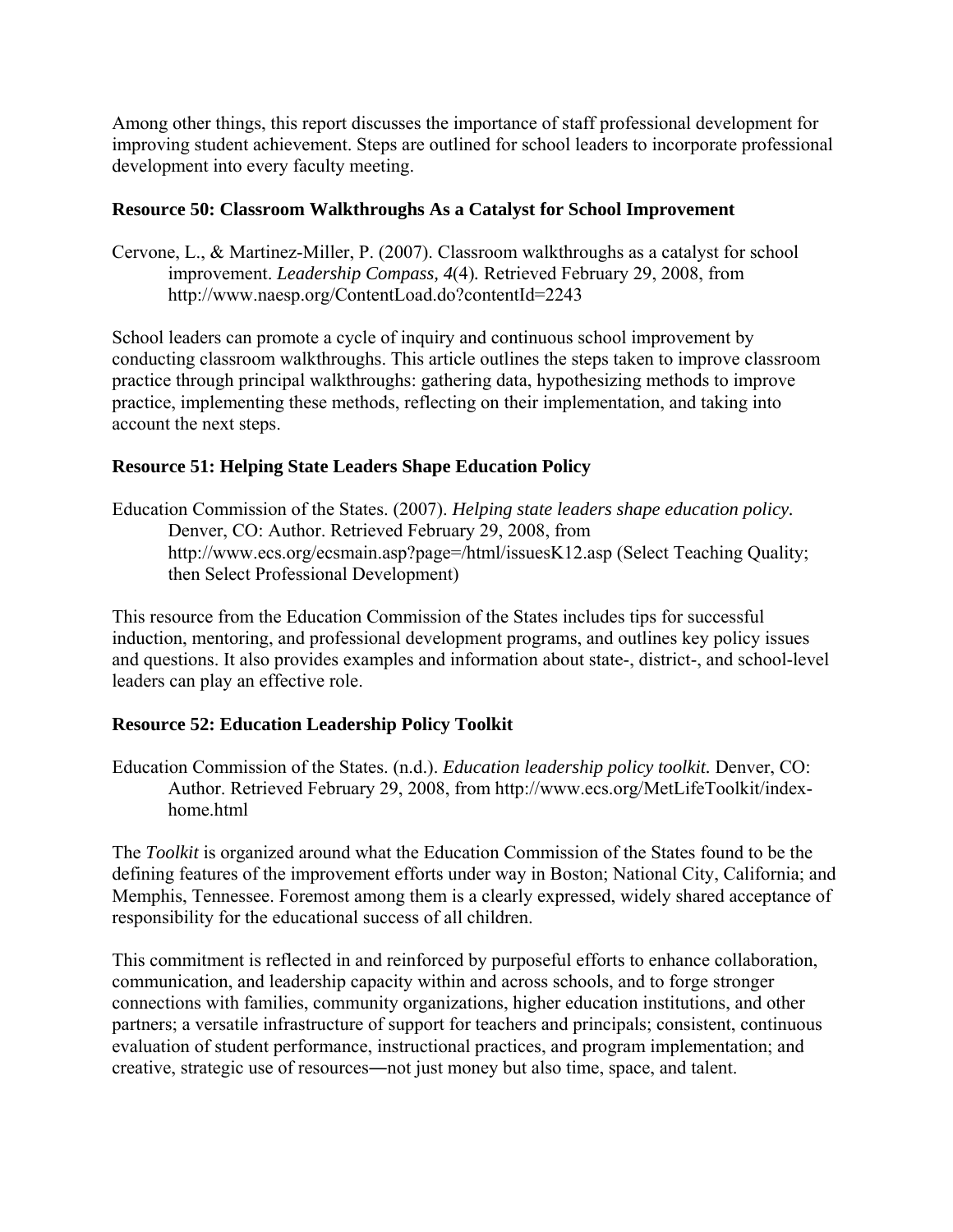Among other things, this report discusses the importance of staff professional development for improving student achievement. Steps are outlined for school leaders to incorporate professional development into every faculty meeting.

### Resource 50: Classroom Walkthroughs As a Catalyst for School Improvement

Cervone, L., & Martinez-Miller, P. (2007). Classroom walkthroughs as a catalyst for school improvement. *Leadership Compass, 4*(4). Retrieved February 29, 2008, from http://www.naesp.org/ContentLoad.do?contentId=2243

School leaders can promote a cycle of inquiry and continuous school improvement by conducting classroom walkthroughs. This article outlines the steps taken to improve classroom practice through principal walkthroughs: gathering data, hypothesizing methods to improve practice, implementing these methods, reflecting on their implementation, and taking into account the next steps.

### Resource 51: Helping State Leaders Shape Education Policy

Education Commission of the States. (2007). *Helping state leaders shape education policy.* Denver, CO: Author. Retrieved February 29, 2008, from http://www.ecs.org/ecsmain.asp?page=/html/issuesK12.asp (Select Teaching Quality; then Select Professional Development)

This resource from the Education Commission of the States includes tips for successful induction, mentoring, and professional development programs, and outlines key policy issues and questions. It also provides examples and information about state-, district-, and school-level leaders can play an effective role.

### Resource 52: Education Leadership Policy Toolkit

Education Commission of the States. (n.d.). *Education leadership policy toolkit.* Denver, CO: Author. Retrieved February 29, 2008, from http://www.ecs.org/MetLifeToolkit/index-home.html

The *Toolkit* is organized around what the Education Commission of the States found to be the defining features of the improvement efforts under way in Boston; National City, California; and Memphis, Tennessee. Foremost among them is a clearly expressed, widely shared acceptance of responsibility for the educational success of all children.

This commitment is reflected in and reinforced by purposeful efforts to enhance collaboration, communication, and leadership capacity within and across schools, and to forge stronger connections with families, community organizations, higher education institutions, and other partners; a versatile infrastructure of support for teachers and principals; consistent, continuous evaluation of student performance, instructional practices, and program implementation; and creative, strategic use of resources—not just money but also time, space, and talent.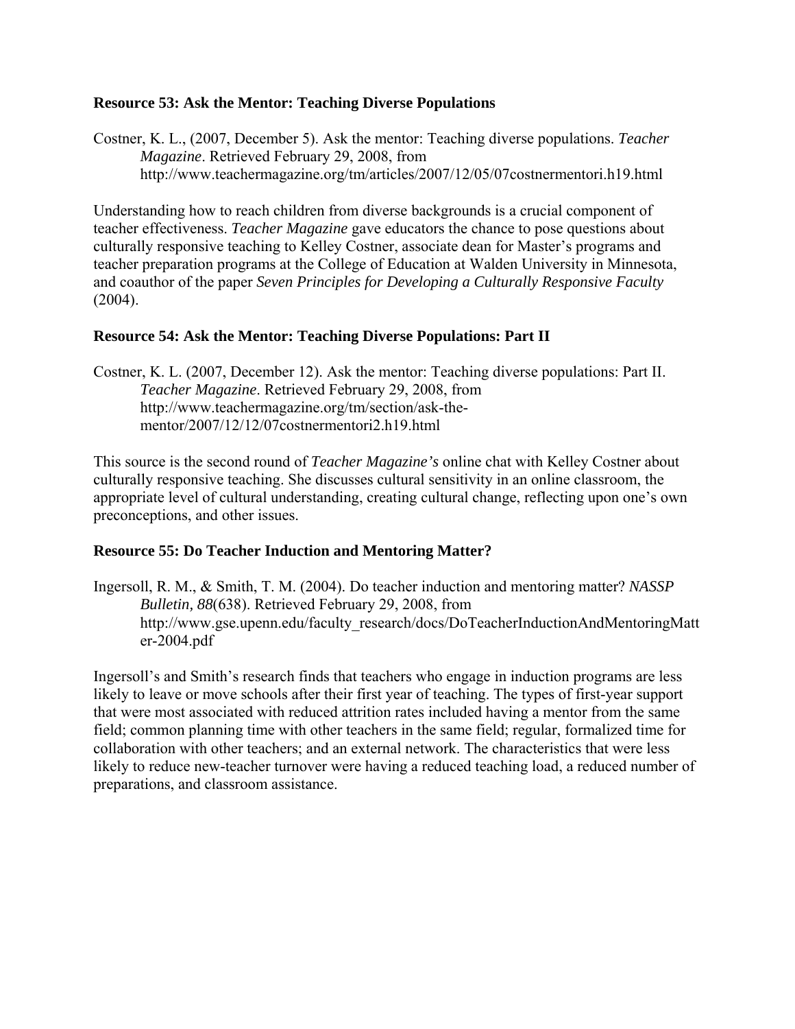**Resource 53: Ask the Mentor: Teaching Diverse Populations**

Costner, K. L., (2007, December 5). Ask the mentor: Teaching diverse populations. *Teacher Magazine*. Retrieved February 29, 2008, from http://www.teachermagazine.org/tm/articles/2007/12/05/07costnermentori.h19.html

Understanding how to reach children from diverse backgrounds is a crucial component of teacher effectiveness. *Teacher Magazine* gave educators the chance to pose questions about culturally responsive teaching to Kelley Costner, associate dean for Master's programs and teacher preparation programs at the College of Education at Walden University in Minnesota, and coauthor of the paper *Seven Principles for Developing a Culturally Responsive Faculty* (2004).

**Resource 54: Ask the Mentor: Teaching Diverse Populations: Part II**

Costner, K. L. (2007, December 12). Ask the mentor: Teaching diverse populations: Part II. *Teacher Magazine*. Retrieved February 29, 2008, from http://www.teachermagazine.org/tm/section/ask-the-mentor/2007/12/12/07costnermentori2.h19.html

This source is the second round of *Teacher Magazine's* online chat with Kelley Costner about culturally responsive teaching. She discusses cultural sensitivity in an online classroom, the appropriate level of cultural understanding, creating cultural change, reflecting upon one's own preconceptions, and other issues.

**Resource 55: Do Teacher Induction and Mentoring Matter?**

Ingersoll, R. M., & Smith, T. M. (2004). Do teacher induction and mentoring matter? *NASSP Bulletin, 88*(638). Retrieved February 29, 2008, from http://www.gse.upenn.edu/faculty_research/docs/DoTeacherInductionAndMentoringMatter-2004.pdf

Ingersoll's and Smith's research finds that teachers who engage in induction programs are less likely to leave or move schools after their first year of teaching. The types of first-year support that were most associated with reduced attrition rates included having a mentor from the same field; common planning time with other teachers in the same field; regular, formalized time for collaboration with other teachers; and an external network. The characteristics that were less likely to reduce new-teacher turnover were having a reduced teaching load, a reduced number of preparations, and classroom assistance.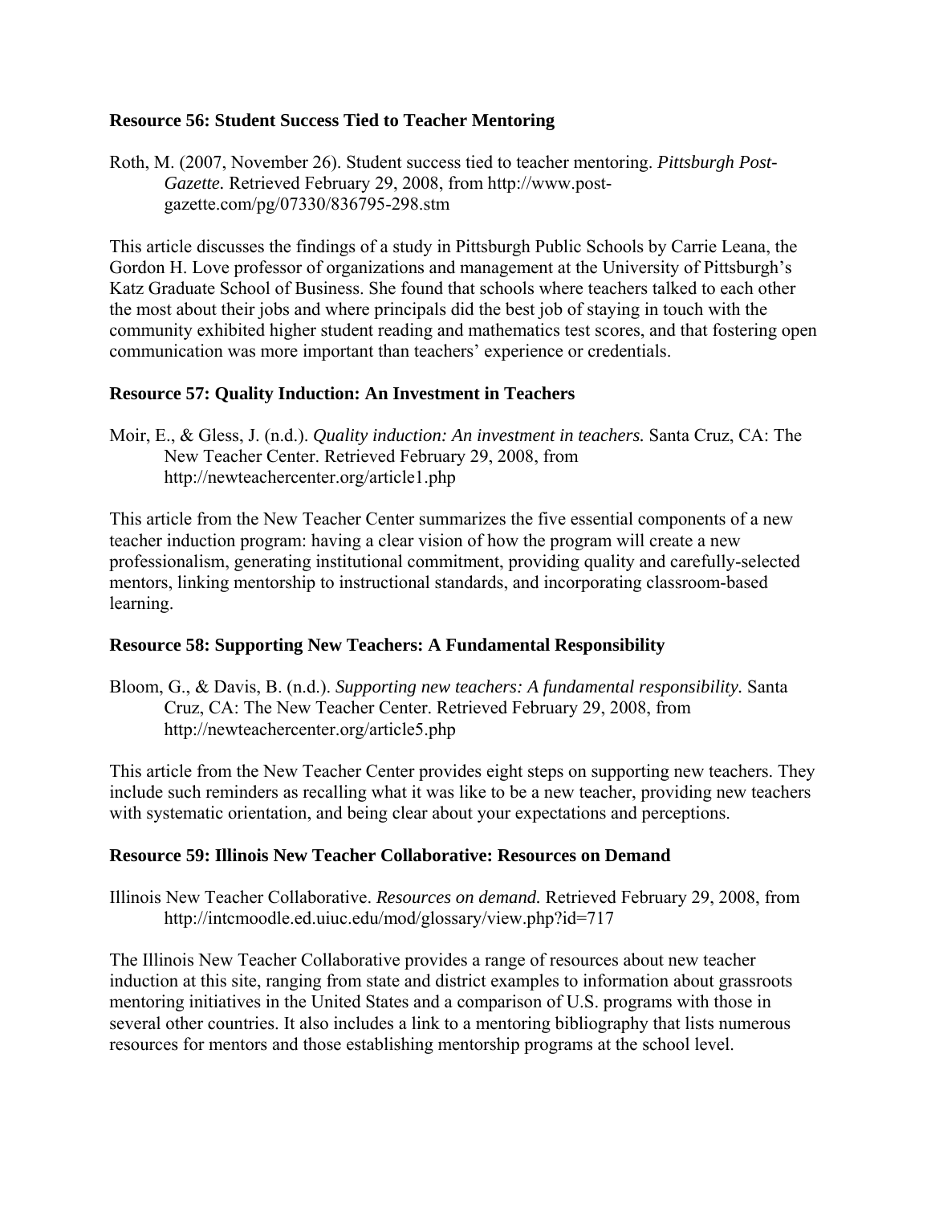### Resource 56: Student Success Tied to Teacher Mentoring

Roth, M. (2007, November 26). Student success tied to teacher mentoring. *Pittsburgh Post-Gazette.* Retrieved February 29, 2008, from http://www.post-gazette.com/pg/07330/836795-298.stm

This article discusses the findings of a study in Pittsburgh Public Schools by Carrie Leana, the Gordon H. Love professor of organizations and management at the University of Pittsburgh's Katz Graduate School of Business. She found that schools where teachers talked to each other the most about their jobs and where principals did the best job of staying in touch with the community exhibited higher student reading and mathematics test scores, and that fostering open communication was more important than teachers' experience or credentials.

### Resource 57: Quality Induction: An Investment in Teachers

Moir, E., & Gless, J. (n.d.). *Quality induction: An investment in teachers.* Santa Cruz, CA: The New Teacher Center. Retrieved February 29, 2008, from http://newteachercenter.org/article1.php

This article from the New Teacher Center summarizes the five essential components of a new teacher induction program: having a clear vision of how the program will create a new professionalism, generating institutional commitment, providing quality and carefully-selected mentors, linking mentorship to instructional standards, and incorporating classroom-based learning.

### Resource 58: Supporting New Teachers: A Fundamental Responsibility

Bloom, G., & Davis, B. (n.d.). *Supporting new teachers: A fundamental responsibility.* Santa Cruz, CA: The New Teacher Center. Retrieved February 29, 2008, from http://newteachercenter.org/article5.php

This article from the New Teacher Center provides eight steps on supporting new teachers. They include such reminders as recalling what it was like to be a new teacher, providing new teachers with systematic orientation, and being clear about your expectations and perceptions.

### Resource 59: Illinois New Teacher Collaborative: Resources on Demand

Illinois New Teacher Collaborative. *Resources on demand.* Retrieved February 29, 2008, from http://intcmoodle.ed.uiuc.edu/mod/glossary/view.php?id=717

The Illinois New Teacher Collaborative provides a range of resources about new teacher induction at this site, ranging from state and district examples to information about grassroots mentoring initiatives in the United States and a comparison of U.S. programs with those in several other countries. It also includes a link to a mentoring bibliography that lists numerous resources for mentors and those establishing mentorship programs at the school level.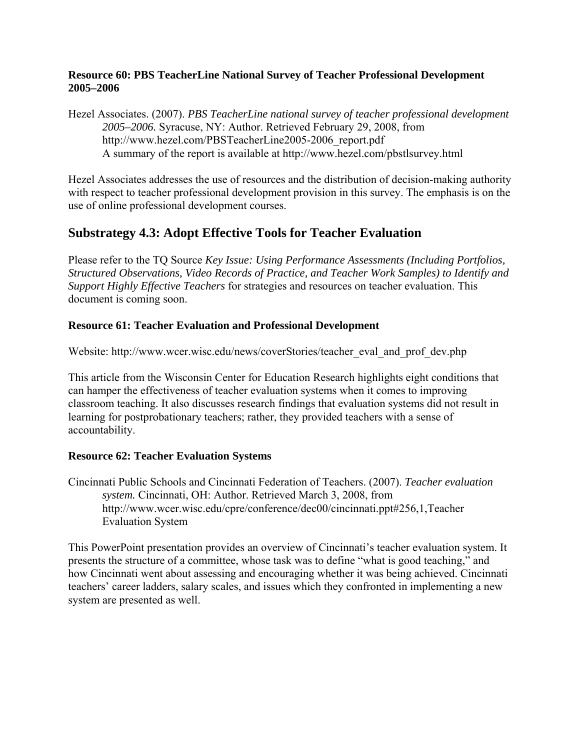**Resource 60: PBS TeacherLine National Survey of Teacher Professional Development 2005–2006**

Hezel Associates. (2007). *PBS TeacherLine national survey of teacher professional development 2005–2006.* Syracuse, NY: Author. Retrieved February 29, 2008, from http://www.hezel.com/PBSTeacherLine2005-2006_report.pdf
A summary of the report is available at http://www.hezel.com/pbstlsurvey.html

Hezel Associates addresses the use of resources and the distribution of decision-making authority with respect to teacher professional development provision in this survey. The emphasis is on the use of online professional development courses.

## Substrategy 4.3: Adopt Effective Tools for Teacher Evaluation

Please refer to the TQ Source *Key Issue: Using Performance Assessments (Including Portfolios, Structured Observations, Video Records of Practice, and Teacher Work Samples) to Identify and Support Highly Effective Teachers* for strategies and resources on teacher evaluation. This document is coming soon.

**Resource 61: Teacher Evaluation and Professional Development**

Website: http://www.wcer.wisc.edu/news/coverStories/teacher_eval_and_prof_dev.php

This article from the Wisconsin Center for Education Research highlights eight conditions that can hamper the effectiveness of teacher evaluation systems when it comes to improving classroom teaching. It also discusses research findings that evaluation systems did not result in learning for postprobationary teachers; rather, they provided teachers with a sense of accountability.

**Resource 62: Teacher Evaluation Systems**

Cincinnati Public Schools and Cincinnati Federation of Teachers. (2007). *Teacher evaluation system.* Cincinnati, OH: Author. Retrieved March 3, 2008, from http://www.wcer.wisc.edu/cpre/conference/dec00/cincinnati.ppt#256,1,Teacher Evaluation System

This PowerPoint presentation provides an overview of Cincinnati's teacher evaluation system. It presents the structure of a committee, whose task was to define "what is good teaching," and how Cincinnati went about assessing and encouraging whether it was being achieved. Cincinnati teachers' career ladders, salary scales, and issues which they confronted in implementing a new system are presented as well.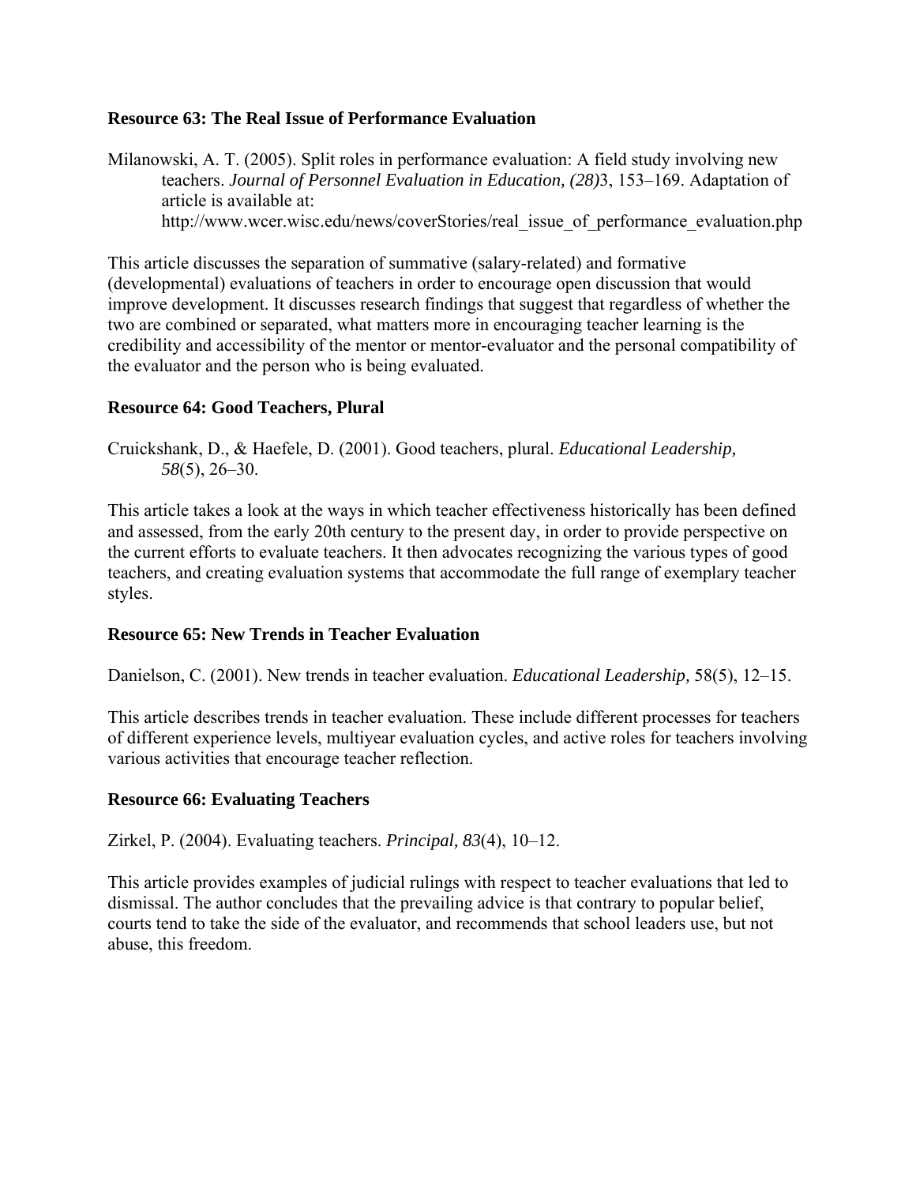**Resource 63: The Real Issue of Performance Evaluation**

Milanowski, A. T. (2005). Split roles in performance evaluation: A field study involving new teachers. *Journal of Personnel Evaluation in Education, (28)*3, 153–169. Adaptation of article is available at: http://www.wcer.wisc.edu/news/coverStories/real_issue_of_performance_evaluation.php

This article discusses the separation of summative (salary-related) and formative (developmental) evaluations of teachers in order to encourage open discussion that would improve development. It discusses research findings that suggest that regardless of whether the two are combined or separated, what matters more in encouraging teacher learning is the credibility and accessibility of the mentor or mentor-evaluator and the personal compatibility of the evaluator and the person who is being evaluated.

**Resource 64: Good Teachers, Plural**

Cruickshank, D., & Haefele, D. (2001). Good teachers, plural. *Educational Leadership, 58*(5), 26–30.

This article takes a look at the ways in which teacher effectiveness historically has been defined and assessed, from the early 20th century to the present day, in order to provide perspective on the current efforts to evaluate teachers. It then advocates recognizing the various types of good teachers, and creating evaluation systems that accommodate the full range of exemplary teacher styles.

**Resource 65: New Trends in Teacher Evaluation**

Danielson, C. (2001). New trends in teacher evaluation. *Educational Leadership,* 58(5), 12–15.

This article describes trends in teacher evaluation. These include different processes for teachers of different experience levels, multiyear evaluation cycles, and active roles for teachers involving various activities that encourage teacher reflection.

**Resource 66: Evaluating Teachers**

Zirkel, P. (2004). Evaluating teachers. *Principal, 83*(4), 10–12.

This article provides examples of judicial rulings with respect to teacher evaluations that led to dismissal. The author concludes that the prevailing advice is that contrary to popular belief, courts tend to take the side of the evaluator, and recommends that school leaders use, but not abuse, this freedom.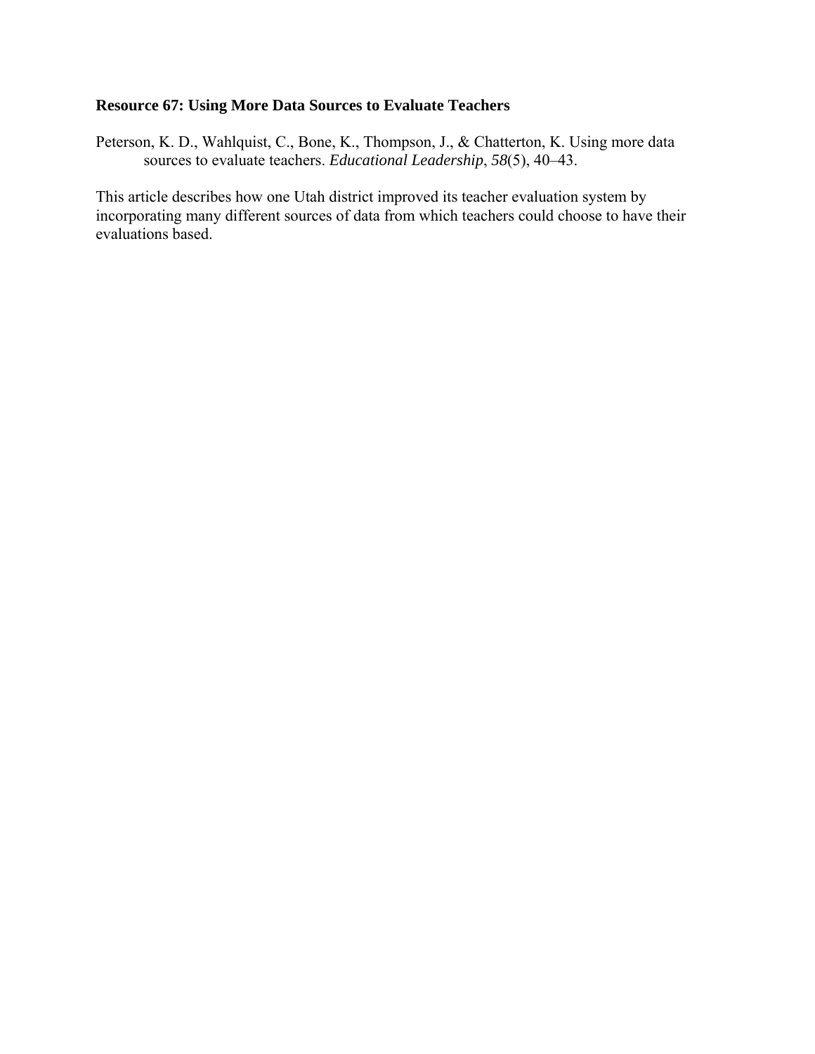**Resource 67: Using More Data Sources to Evaluate Teachers**

Peterson, K. D., Wahlquist, C., Bone, K., Thompson, J., & Chatterton, K. Using more data sources to evaluate teachers. *Educational Leadership*, *58*(5), 40–43.

This article describes how one Utah district improved its teacher evaluation system by incorporating many different sources of data from which teachers could choose to have their evaluations based.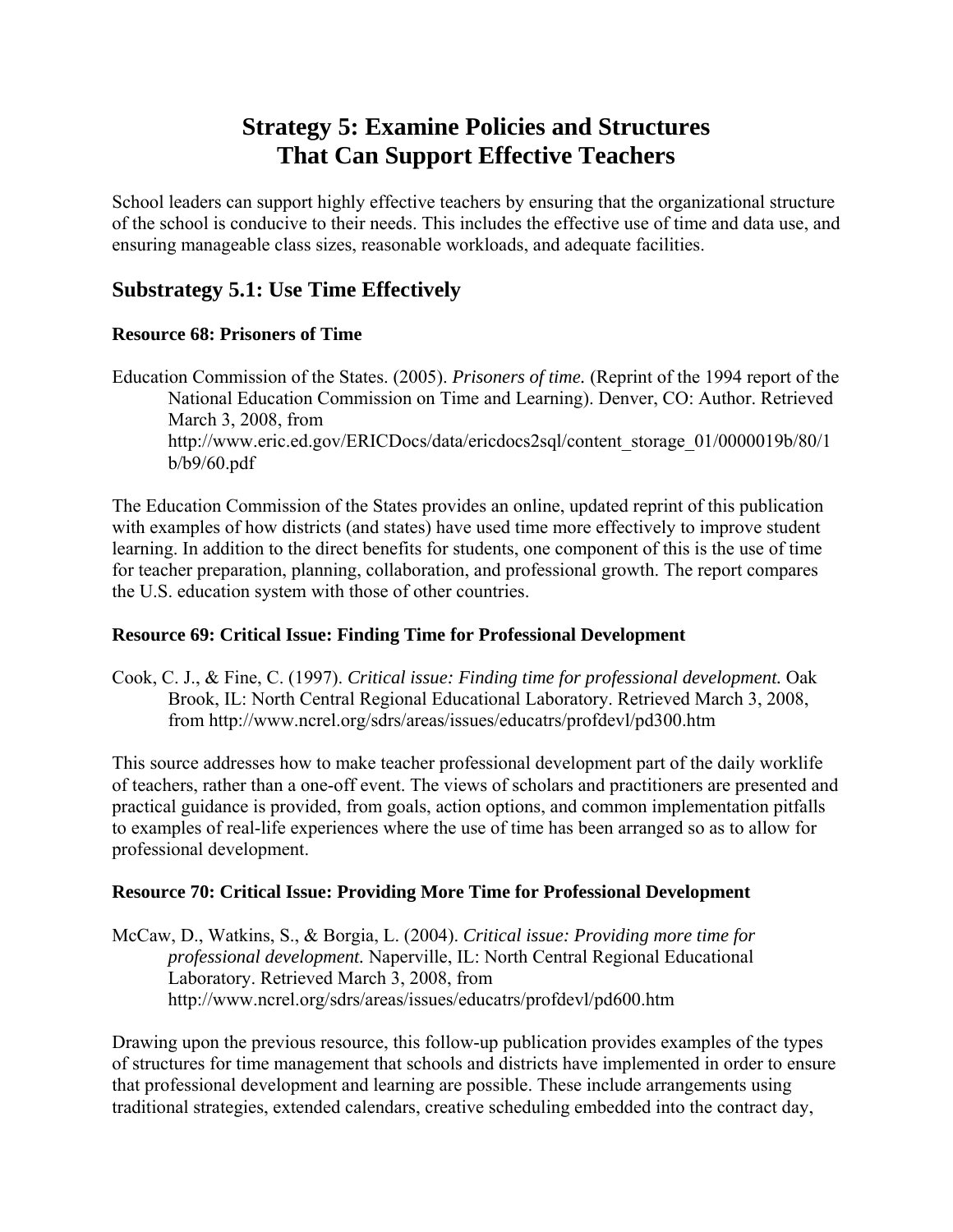# Strategy 5: Examine Policies and Structures That Can Support Effective Teachers

School leaders can support highly effective teachers by ensuring that the organizational structure of the school is conducive to their needs. This includes the effective use of time and data use, and ensuring manageable class sizes, reasonable workloads, and adequate facilities.

## Substrategy 5.1: Use Time Effectively

### Resource 68: Prisoners of Time

Education Commission of the States. (2005). *Prisoners of time.* (Reprint of the 1994 report of the National Education Commission on Time and Learning). Denver, CO: Author. Retrieved March 3, 2008, from http://www.eric.ed.gov/ERICDocs/data/ericdocs2sql/content_storage_01/0000019b/80/1b/b9/60.pdf

The Education Commission of the States provides an online, updated reprint of this publication with examples of how districts (and states) have used time more effectively to improve student learning. In addition to the direct benefits for students, one component of this is the use of time for teacher preparation, planning, collaboration, and professional growth. The report compares the U.S. education system with those of other countries.

### Resource 69: Critical Issue: Finding Time for Professional Development

Cook, C. J., & Fine, C. (1997). *Critical issue: Finding time for professional development.* Oak Brook, IL: North Central Regional Educational Laboratory. Retrieved March 3, 2008, from http://www.ncrel.org/sdrs/areas/issues/educatrs/profdevl/pd300.htm

This source addresses how to make teacher professional development part of the daily worklife of teachers, rather than a one-off event. The views of scholars and practitioners are presented and practical guidance is provided, from goals, action options, and common implementation pitfalls to examples of real-life experiences where the use of time has been arranged so as to allow for professional development.

### Resource 70: Critical Issue: Providing More Time for Professional Development

McCaw, D., Watkins, S., & Borgia, L. (2004). *Critical issue: Providing more time for professional development.* Naperville, IL: North Central Regional Educational Laboratory. Retrieved March 3, 2008, from http://www.ncrel.org/sdrs/areas/issues/educatrs/profdevl/pd600.htm

Drawing upon the previous resource, this follow-up publication provides examples of the types of structures for time management that schools and districts have implemented in order to ensure that professional development and learning are possible. These include arrangements using traditional strategies, extended calendars, creative scheduling embedded into the contract day,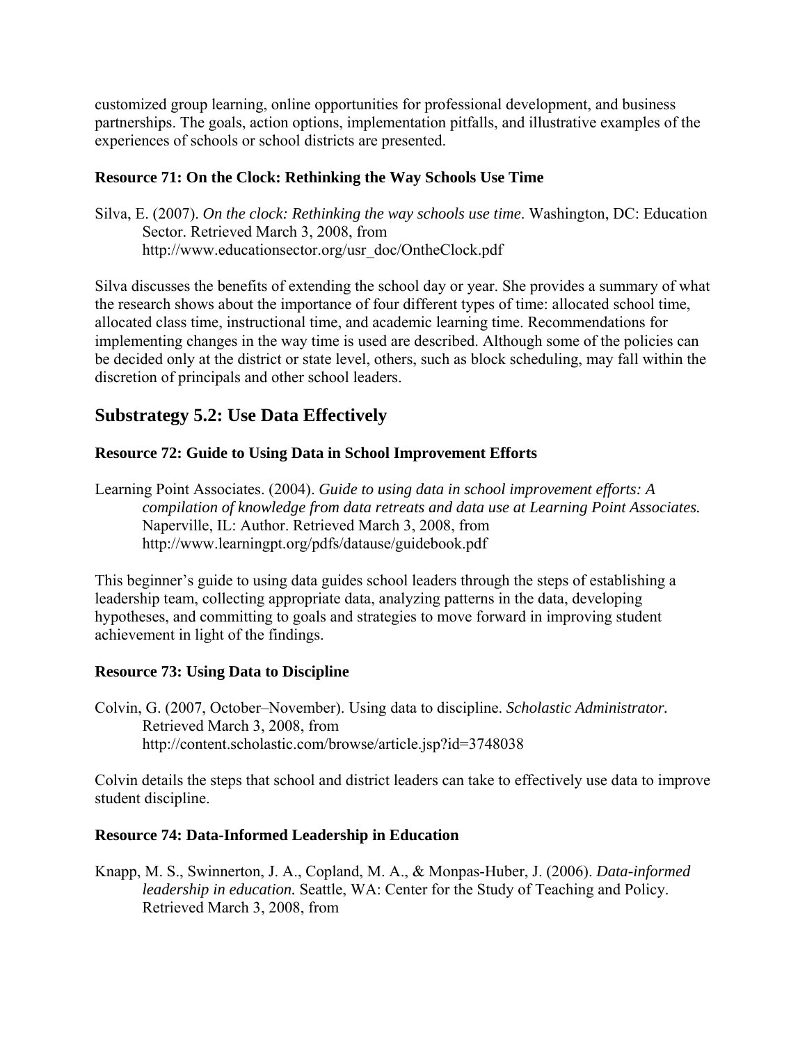customized group learning, online opportunities for professional development, and business partnerships. The goals, action options, implementation pitfalls, and illustrative examples of the experiences of schools or school districts are presented.

### Resource 71: On the Clock: Rethinking the Way Schools Use Time

Silva, E. (2007). *On the clock: Rethinking the way schools use time*. Washington, DC: Education Sector. Retrieved March 3, 2008, from http://www.educationsector.org/usr_doc/OntheClock.pdf

Silva discusses the benefits of extending the school day or year. She provides a summary of what the research shows about the importance of four different types of time: allocated school time, allocated class time, instructional time, and academic learning time. Recommendations for implementing changes in the way time is used are described. Although some of the policies can be decided only at the district or state level, others, such as block scheduling, may fall within the discretion of principals and other school leaders.

## Substrategy 5.2: Use Data Effectively

### Resource 72: Guide to Using Data in School Improvement Efforts

Learning Point Associates. (2004). *Guide to using data in school improvement efforts: A compilation of knowledge from data retreats and data use at Learning Point Associates.* Naperville, IL: Author. Retrieved March 3, 2008, from http://www.learningpt.org/pdfs/datause/guidebook.pdf

This beginner's guide to using data guides school leaders through the steps of establishing a leadership team, collecting appropriate data, analyzing patterns in the data, developing hypotheses, and committing to goals and strategies to move forward in improving student achievement in light of the findings.

### Resource 73: Using Data to Discipline

Colvin, G. (2007, October–November). Using data to discipline. *Scholastic Administrator.* Retrieved March 3, 2008, from http://content.scholastic.com/browse/article.jsp?id=3748038

Colvin details the steps that school and district leaders can take to effectively use data to improve student discipline.

### Resource 74: Data-Informed Leadership in Education

Knapp, M. S., Swinnerton, J. A., Copland, M. A., & Monpas-Huber, J. (2006). *Data-informed leadership in education.* Seattle, WA: Center for the Study of Teaching and Policy. Retrieved March 3, 2008, from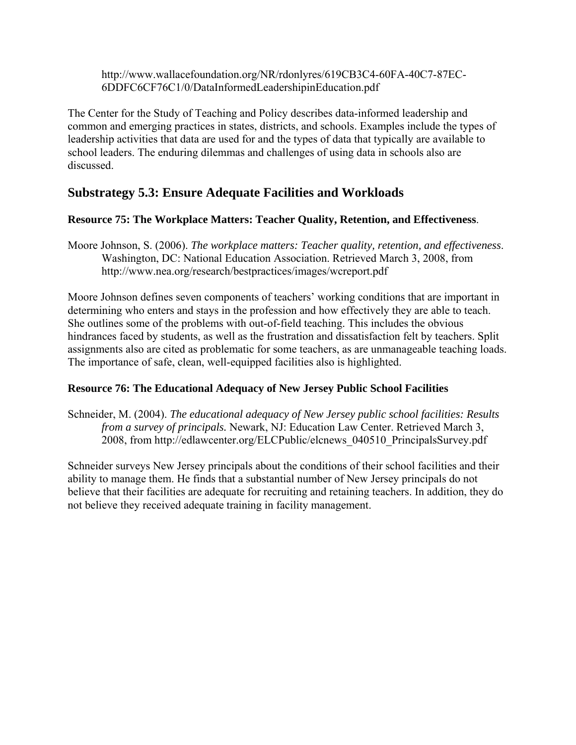http://www.wallacefoundation.org/NR/rdonlyres/619CB3C4-60FA-40C7-87EC-6DDFC6CF76C1/0/DataInformedLeadershipinEducation.pdf

The Center for the Study of Teaching and Policy describes data-informed leadership and common and emerging practices in states, districts, and schools. Examples include the types of leadership activities that data are used for and the types of data that typically are available to school leaders. The enduring dilemmas and challenges of using data in schools also are discussed.

## Substrategy 5.3: Ensure Adequate Facilities and Workloads

**Resource 75: The Workplace Matters: Teacher Quality, Retention, and Effectiveness**.

Moore Johnson, S. (2006). *The workplace matters: Teacher quality, retention, and effectiveness*. Washington, DC: National Education Association. Retrieved March 3, 2008, from http://www.nea.org/research/bestpractices/images/wcreport.pdf

Moore Johnson defines seven components of teachers' working conditions that are important in determining who enters and stays in the profession and how effectively they are able to teach. She outlines some of the problems with out-of-field teaching. This includes the obvious hindrances faced by students, as well as the frustration and dissatisfaction felt by teachers. Split assignments also are cited as problematic for some teachers, as are unmanageable teaching loads. The importance of safe, clean, well-equipped facilities also is highlighted.

**Resource 76: The Educational Adequacy of New Jersey Public School Facilities**

Schneider, M. (2004). *The educational adequacy of New Jersey public school facilities: Results from a survey of principals.* Newark, NJ: Education Law Center. Retrieved March 3, 2008, from http://edlawcenter.org/ELCPublic/elcnews_040510_PrincipalsSurvey.pdf

Schneider surveys New Jersey principals about the conditions of their school facilities and their ability to manage them. He finds that a substantial number of New Jersey principals do not believe that their facilities are adequate for recruiting and retaining teachers. In addition, they do not believe they received adequate training in facility management.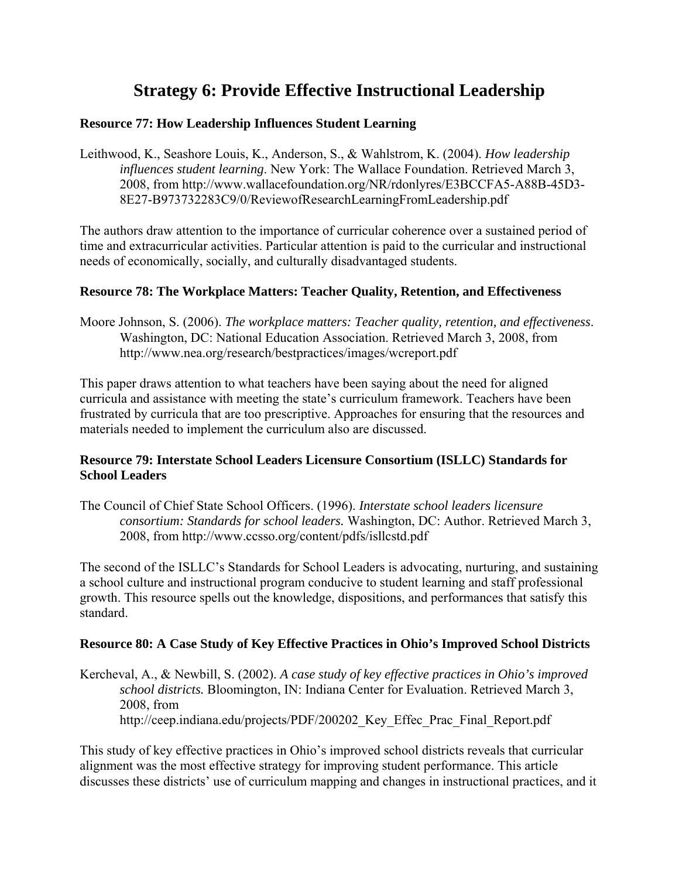# Strategy 6: Provide Effective Instructional Leadership

### Resource 77: How Leadership Influences Student Learning

Leithwood, K., Seashore Louis, K., Anderson, S., & Wahlstrom, K. (2004). *How leadership influences student learning*. New York: The Wallace Foundation. Retrieved March 3, 2008, from http://www.wallacefoundation.org/NR/rdonlyres/E3BCCFA5-A88B-45D3-8E27-B973732283C9/0/ReviewofResearchLearningFromLeadership.pdf

The authors draw attention to the importance of curricular coherence over a sustained period of time and extracurricular activities. Particular attention is paid to the curricular and instructional needs of economically, socially, and culturally disadvantaged students.

### Resource 78: The Workplace Matters: Teacher Quality, Retention, and Effectiveness

Moore Johnson, S. (2006). *The workplace matters: Teacher quality, retention, and effectiveness*. Washington, DC: National Education Association. Retrieved March 3, 2008, from http://www.nea.org/research/bestpractices/images/wcreport.pdf

This paper draws attention to what teachers have been saying about the need for aligned curricula and assistance with meeting the state's curriculum framework. Teachers have been frustrated by curricula that are too prescriptive. Approaches for ensuring that the resources and materials needed to implement the curriculum also are discussed.

### Resource 79: Interstate School Leaders Licensure Consortium (ISLLC) Standards for School Leaders

The Council of Chief State School Officers. (1996). *Interstate school leaders licensure consortium: Standards for school leaders.* Washington, DC: Author. Retrieved March 3, 2008, from http://www.ccsso.org/content/pdfs/isllcstd.pdf

The second of the ISLLC's Standards for School Leaders is advocating, nurturing, and sustaining a school culture and instructional program conducive to student learning and staff professional growth. This resource spells out the knowledge, dispositions, and performances that satisfy this standard.

### Resource 80: A Case Study of Key Effective Practices in Ohio's Improved School Districts

Kercheval, A., & Newbill, S. (2002). *A case study of key effective practices in Ohio's improved school districts.* Bloomington, IN: Indiana Center for Evaluation. Retrieved March 3, 2008, from http://ceep.indiana.edu/projects/PDF/200202_Key_Effec_Prac_Final_Report.pdf

This study of key effective practices in Ohio's improved school districts reveals that curricular alignment was the most effective strategy for improving student performance. This article discusses these districts' use of curriculum mapping and changes in instructional practices, and it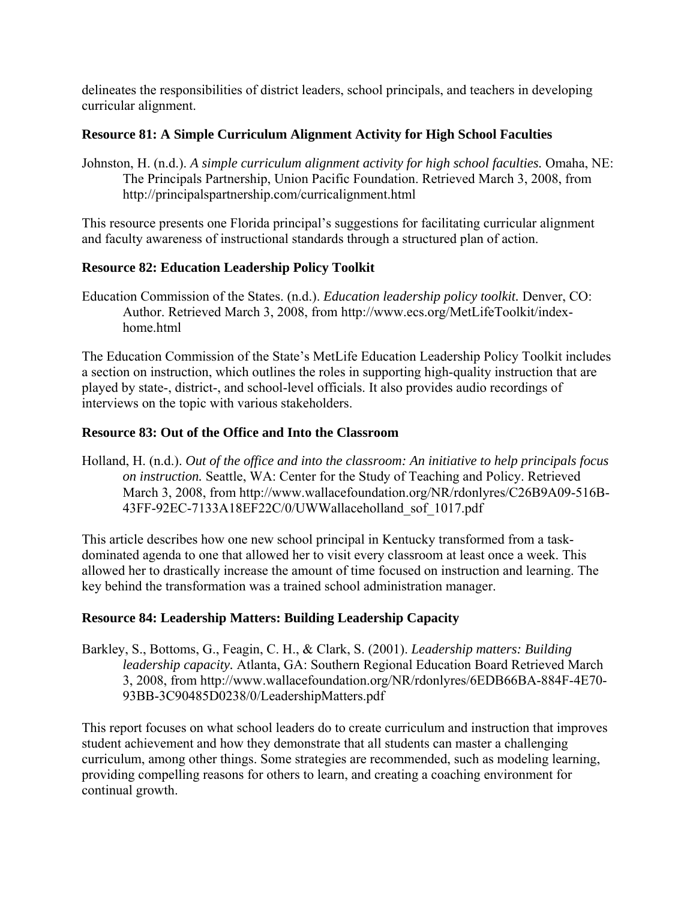delineates the responsibilities of district leaders, school principals, and teachers in developing curricular alignment.

### Resource 81: A Simple Curriculum Alignment Activity for High School Faculties

Johnston, H. (n.d.). *A simple curriculum alignment activity for high school faculties.* Omaha, NE: The Principals Partnership, Union Pacific Foundation. Retrieved March 3, 2008, from http://principalspartnership.com/curricalignment.html

This resource presents one Florida principal's suggestions for facilitating curricular alignment and faculty awareness of instructional standards through a structured plan of action.

### Resource 82: Education Leadership Policy Toolkit

Education Commission of the States. (n.d.). *Education leadership policy toolkit.* Denver, CO: Author. Retrieved March 3, 2008, from http://www.ecs.org/MetLifeToolkit/index-home.html

The Education Commission of the State's MetLife Education Leadership Policy Toolkit includes a section on instruction, which outlines the roles in supporting high-quality instruction that are played by state-, district-, and school-level officials. It also provides audio recordings of interviews on the topic with various stakeholders.

### Resource 83: Out of the Office and Into the Classroom

Holland, H. (n.d.). *Out of the office and into the classroom: An initiative to help principals focus on instruction.* Seattle, WA: Center for the Study of Teaching and Policy. Retrieved March 3, 2008, from http://www.wallacefoundation.org/NR/rdonlyres/C26B9A09-516B-43FF-92EC-7133A18EF22C/0/UWWallaceholland_sof_1017.pdf

This article describes how one new school principal in Kentucky transformed from a task-dominated agenda to one that allowed her to visit every classroom at least once a week. This allowed her to drastically increase the amount of time focused on instruction and learning. The key behind the transformation was a trained school administration manager.

### Resource 84: Leadership Matters: Building Leadership Capacity

Barkley, S., Bottoms, G., Feagin, C. H., & Clark, S. (2001). *Leadership matters: Building leadership capacity.* Atlanta, GA: Southern Regional Education Board Retrieved March 3, 2008, from http://www.wallacefoundation.org/NR/rdonlyres/6EDB66BA-884F-4E70-93BB-3C90485D0238/0/LeadershipMatters.pdf

This report focuses on what school leaders do to create curriculum and instruction that improves student achievement and how they demonstrate that all students can master a challenging curriculum, among other things. Some strategies are recommended, such as modeling learning, providing compelling reasons for others to learn, and creating a coaching environment for continual growth.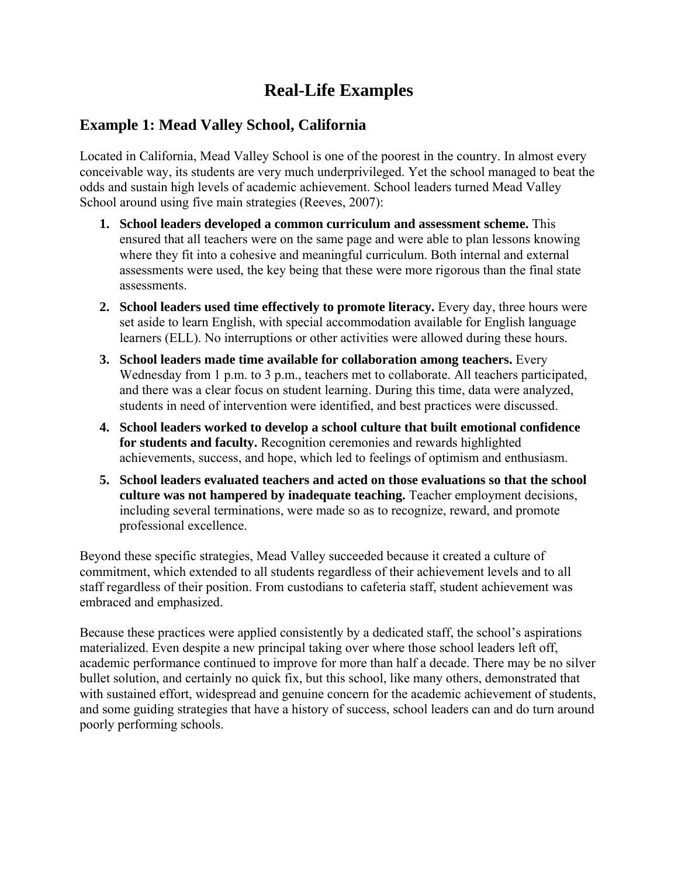# Real-Life Examples

## Example 1: Mead Valley School, California

Located in California, Mead Valley School is one of the poorest in the country. In almost every conceivable way, its students are very much underprivileged. Yet the school managed to beat the odds and sustain high levels of academic achievement. School leaders turned Mead Valley School around using five main strategies (Reeves, 2007):

1. **School leaders developed a common curriculum and assessment scheme.** This ensured that all teachers were on the same page and were able to plan lessons knowing where they fit into a cohesive and meaningful curriculum. Both internal and external assessments were used, the key being that these were more rigorous than the final state assessments.
2. **School leaders used time effectively to promote literacy.** Every day, three hours were set aside to learn English, with special accommodation available for English language learners (ELL). No interruptions or other activities were allowed during these hours.
3. **School leaders made time available for collaboration among teachers.** Every Wednesday from 1 p.m. to 3 p.m., teachers met to collaborate. All teachers participated, and there was a clear focus on student learning. During this time, data were analyzed, students in need of intervention were identified, and best practices were discussed.
4. **School leaders worked to develop a school culture that built emotional confidence for students and faculty.** Recognition ceremonies and rewards highlighted achievements, success, and hope, which led to feelings of optimism and enthusiasm.
5. **School leaders evaluated teachers and acted on those evaluations so that the school culture was not hampered by inadequate teaching.** Teacher employment decisions, including several terminations, were made so as to recognize, reward, and promote professional excellence.

Beyond these specific strategies, Mead Valley succeeded because it created a culture of commitment, which extended to all students regardless of their achievement levels and to all staff regardless of their position. From custodians to cafeteria staff, student achievement was embraced and emphasized.

Because these practices were applied consistently by a dedicated staff, the school's aspirations materialized. Even despite a new principal taking over where those school leaders left off, academic performance continued to improve for more than half a decade. There may be no silver bullet solution, and certainly no quick fix, but this school, like many others, demonstrated that with sustained effort, widespread and genuine concern for the academic achievement of students, and some guiding strategies that have a history of success, school leaders can and do turn around poorly performing schools.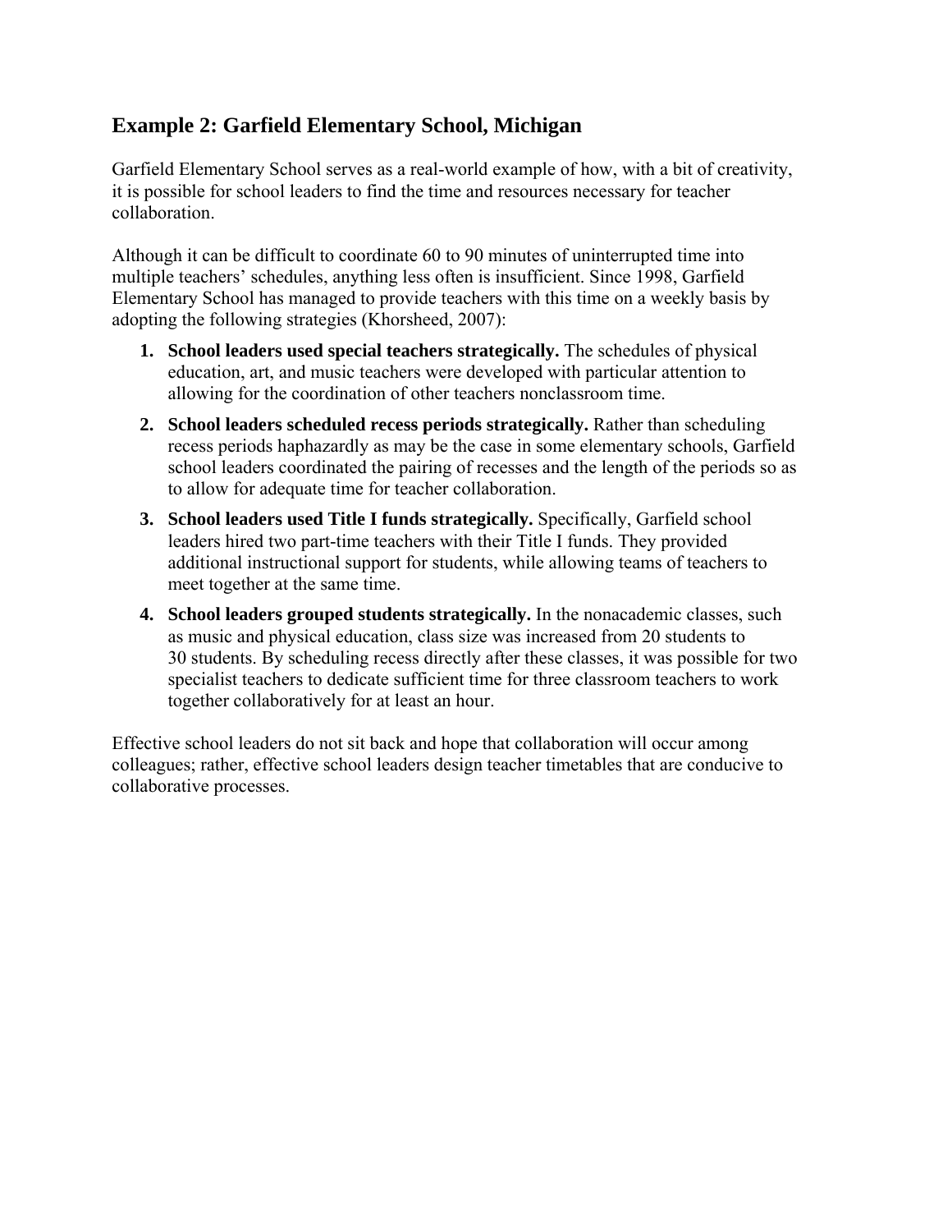## Example 2: Garfield Elementary School, Michigan

Garfield Elementary School serves as a real-world example of how, with a bit of creativity, it is possible for school leaders to find the time and resources necessary for teacher collaboration.

Although it can be difficult to coordinate 60 to 90 minutes of uninterrupted time into multiple teachers' schedules, anything less often is insufficient. Since 1998, Garfield Elementary School has managed to provide teachers with this time on a weekly basis by adopting the following strategies (Khorsheed, 2007):

1. **School leaders used special teachers strategically.** The schedules of physical education, art, and music teachers were developed with particular attention to allowing for the coordination of other teachers nonclassroom time.
2. **School leaders scheduled recess periods strategically.** Rather than scheduling recess periods haphazardly as may be the case in some elementary schools, Garfield school leaders coordinated the pairing of recesses and the length of the periods so as to allow for adequate time for teacher collaboration.
3. **School leaders used Title I funds strategically.** Specifically, Garfield school leaders hired two part-time teachers with their Title I funds. They provided additional instructional support for students, while allowing teams of teachers to meet together at the same time.
4. **School leaders grouped students strategically.** In the nonacademic classes, such as music and physical education, class size was increased from 20 students to 30 students. By scheduling recess directly after these classes, it was possible for two specialist teachers to dedicate sufficient time for three classroom teachers to work together collaboratively for at least an hour.

Effective school leaders do not sit back and hope that collaboration will occur among colleagues; rather, effective school leaders design teacher timetables that are conducive to collaborative processes.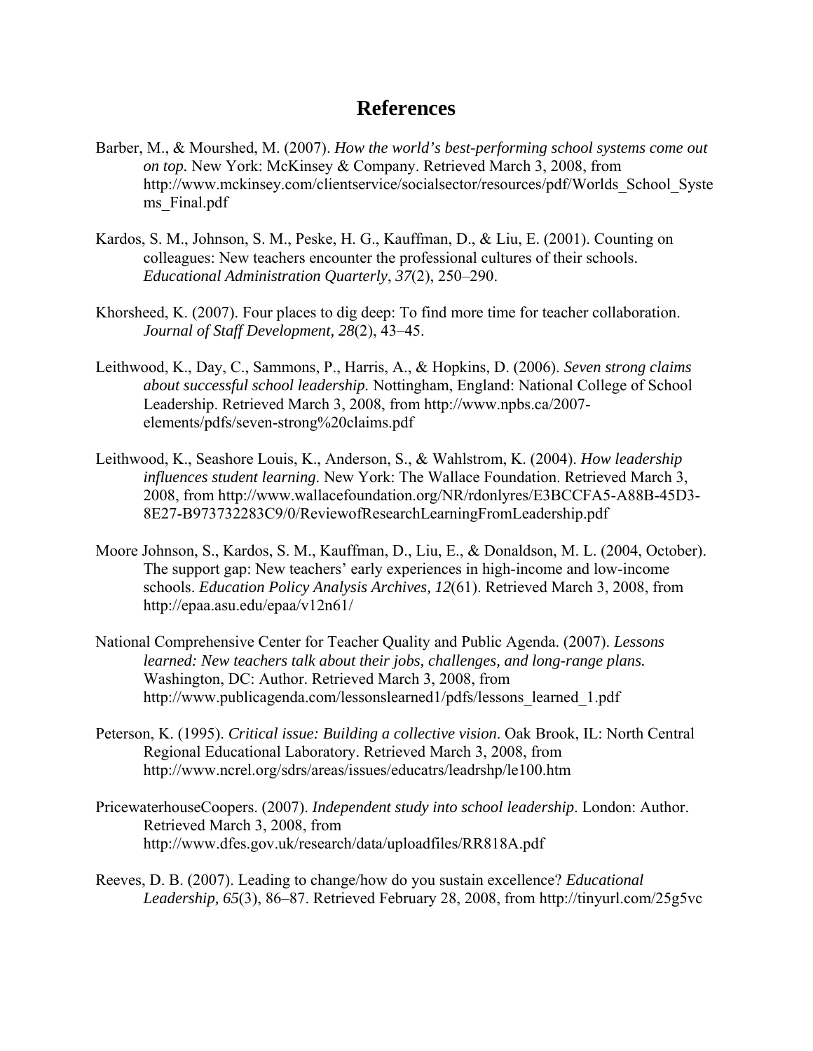# References

Barber, M., & Mourshed, M. (2007). *How the world's best-performing school systems come out on top.* New York: McKinsey & Company. Retrieved March 3, 2008, from http://www.mckinsey.com/clientservice/socialsector/resources/pdf/Worlds_School_Systems_Final.pdf

Kardos, S. M., Johnson, S. M., Peske, H. G., Kauffman, D., & Liu, E. (2001). Counting on colleagues: New teachers encounter the professional cultures of their schools. *Educational Administration Quarterly*, *37*(2), 250–290.

Khorsheed, K. (2007). Four places to dig deep: To find more time for teacher collaboration. *Journal of Staff Development, 28*(2), 43–45.

Leithwood, K., Day, C., Sammons, P., Harris, A., & Hopkins, D. (2006). *Seven strong claims about successful school leadership.* Nottingham, England: National College of School Leadership. Retrieved March 3, 2008, from http://www.npbs.ca/2007-elements/pdfs/seven-strong%20claims.pdf

Leithwood, K., Seashore Louis, K., Anderson, S., & Wahlstrom, K. (2004). *How leadership influences student learning.* New York: The Wallace Foundation. Retrieved March 3, 2008, from http://www.wallacefoundation.org/NR/rdonlyres/E3BCCFA5-A88B-45D3-8E27-B973732283C9/0/ReviewofResearchLearningFromLeadership.pdf

Moore Johnson, S., Kardos, S. M., Kauffman, D., Liu, E., & Donaldson, M. L. (2004, October). The support gap: New teachers' early experiences in high-income and low-income schools. *Education Policy Analysis Archives, 12*(61). Retrieved March 3, 2008, from http://epaa.asu.edu/epaa/v12n61/

National Comprehensive Center for Teacher Quality and Public Agenda. (2007). *Lessons learned: New teachers talk about their jobs, challenges, and long-range plans.* Washington, DC: Author. Retrieved March 3, 2008, from http://www.publicagenda.com/lessonslearned1/pdfs/lessons_learned_1.pdf

Peterson, K. (1995). *Critical issue: Building a collective vision*. Oak Brook, IL: North Central Regional Educational Laboratory. Retrieved March 3, 2008, from http://www.ncrel.org/sdrs/areas/issues/educatrs/leadrshp/le100.htm

PricewaterhouseCoopers. (2007). *Independent study into school leadership*. London: Author. Retrieved March 3, 2008, from http://www.dfes.gov.uk/research/data/uploadfiles/RR818A.pdf

Reeves, D. B. (2007). Leading to change/how do you sustain excellence? *Educational Leadership, 65*(3), 86–87. Retrieved February 28, 2008, from http://tinyurl.com/25g5vc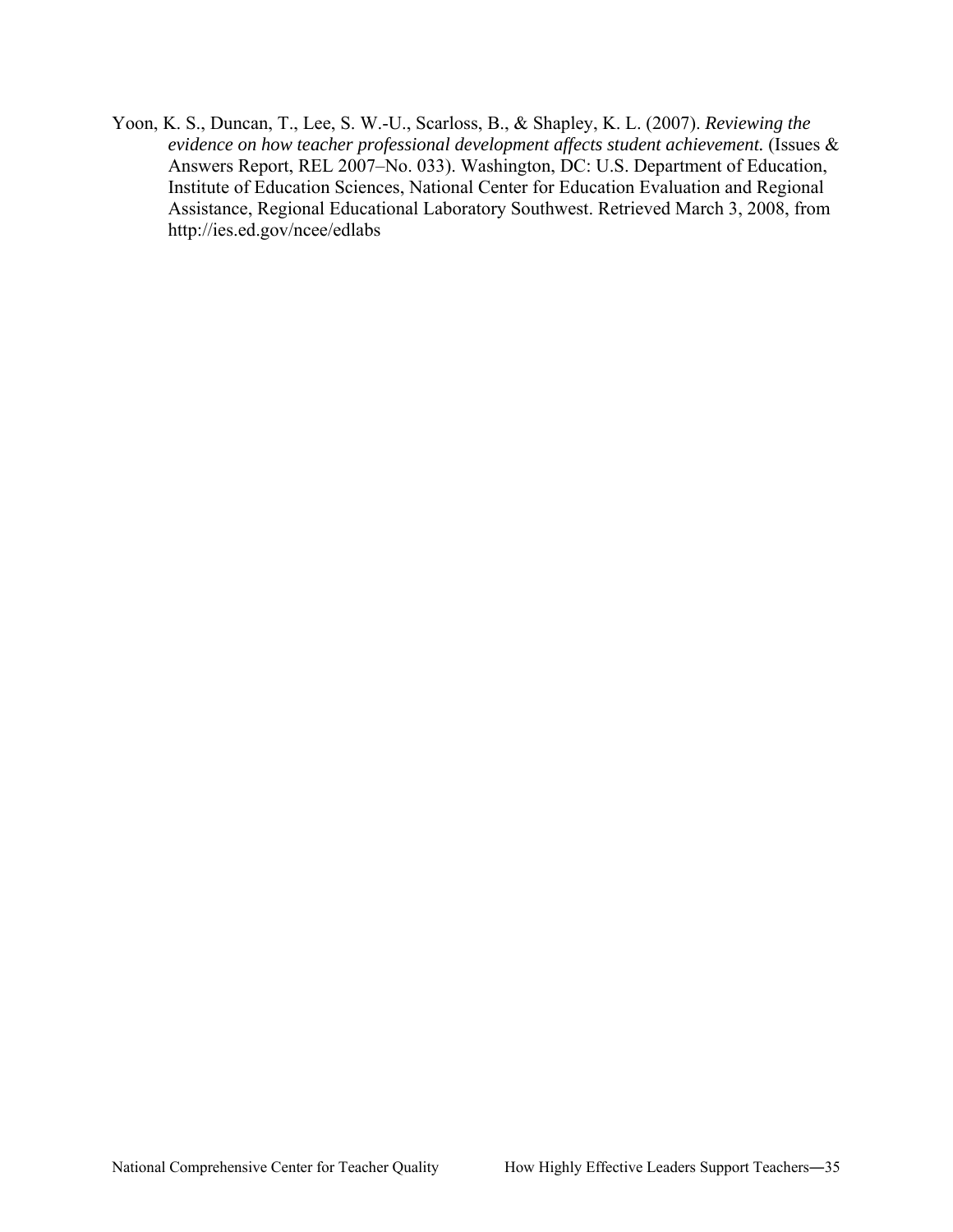Yoon, K. S., Duncan, T., Lee, S. W.-U., Scarloss, B., & Shapley, K. L. (2007). *Reviewing the evidence on how teacher professional development affects student achievement.* (Issues & Answers Report, REL 2007–No. 033). Washington, DC: U.S. Department of Education, Institute of Education Sciences, National Center for Education Evaluation and Regional Assistance, Regional Educational Laboratory Southwest. Retrieved March 3, 2008, from http://ies.ed.gov/ncee/edlabs